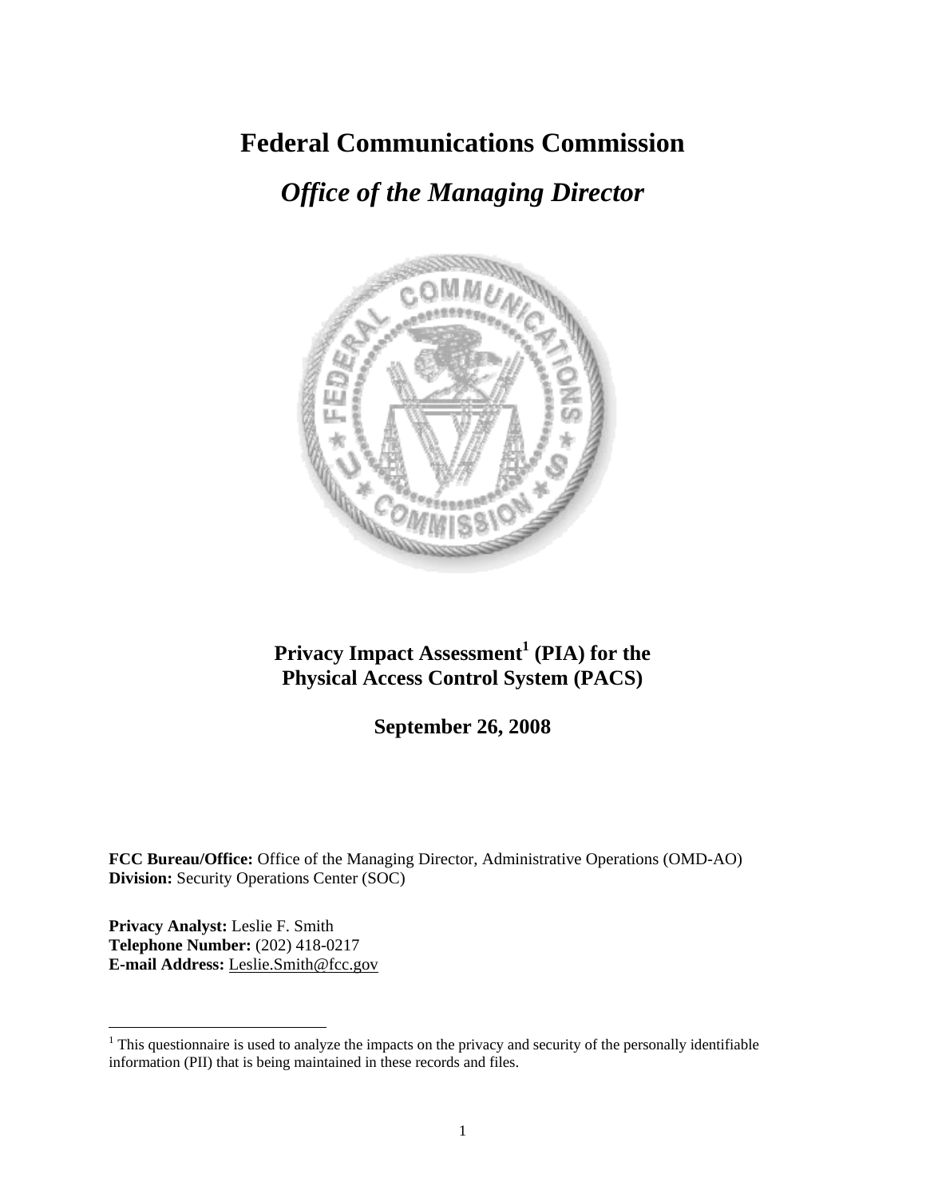# Federal Communications Commission

## *Office of the Managing Director*

**Privacy Impact Assessment[1] (PIA) for the Physical Access Control System (PACS)**

**September 26, 2008**

**FCC Bureau/Office:** Office of the Managing Director, Administrative Operations (OMD-AO)
**Division:** Security Operations Center (SOC)

**Privacy Analyst:** Leslie F. Smith
**Telephone Number:** (202) 418-0217
**E-mail Address:** Leslie.Smith@fcc.gov

---

[1] This questionnaire is used to analyze the impacts on the privacy and security of the personally identifiable information (PII) that is being maintained in these records and files.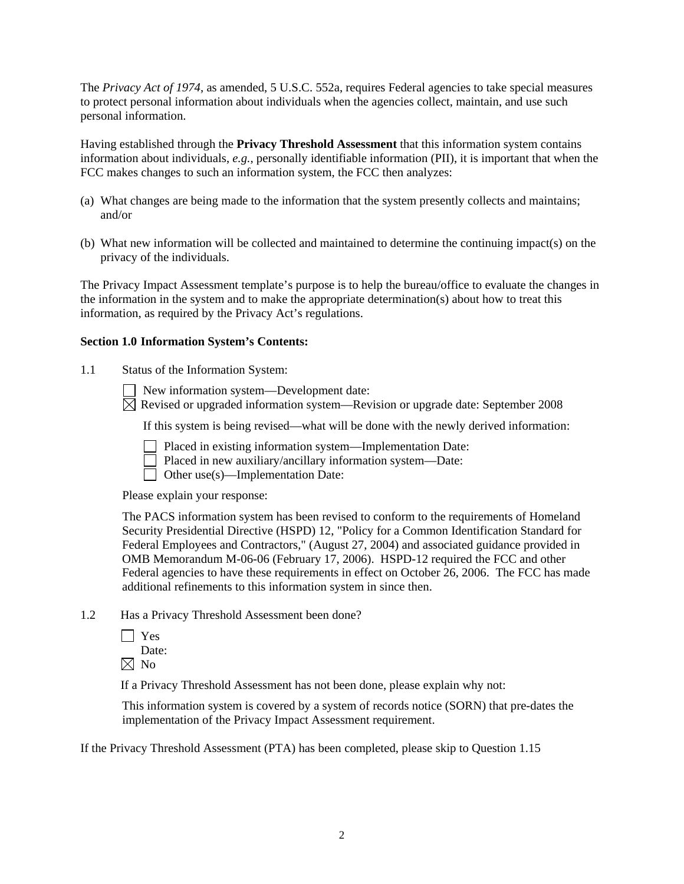The *Privacy Act of 1974*, as amended, 5 U.S.C. 552a, requires Federal agencies to take special measures to protect personal information about individuals when the agencies collect, maintain, and use such personal information.

Having established through the **Privacy Threshold Assessment** that this information system contains information about individuals, *e.g.*, personally identifiable information (PII), it is important that when the FCC makes changes to such an information system, the FCC then analyzes:

(a) What changes are being made to the information that the system presently collects and maintains; and/or

(b) What new information will be collected and maintained to determine the continuing impact(s) on the privacy of the individuals.

The Privacy Impact Assessment template's purpose is to help the bureau/office to evaluate the changes in the information in the system and to make the appropriate determination(s) about how to treat this information, as required by the Privacy Act's regulations.

**Section 1.0 Information System's Contents:**

1.1 Status of the Information System:

☐ New information system—Development date:
☒ Revised or upgraded information system—Revision or upgrade date: September 2008

If this system is being revised—what will be done with the newly derived information:

☐ Placed in existing information system—Implementation Date:
☐ Placed in new auxiliary/ancillary information system—Date:
☐ Other use(s)—Implementation Date:

Please explain your response:

The PACS information system has been revised to conform to the requirements of Homeland Security Presidential Directive (HSPD) 12, "Policy for a Common Identification Standard for Federal Employees and Contractors," (August 27, 2004) and associated guidance provided in OMB Memorandum M-06-06 (February 17, 2006). HSPD-12 required the FCC and other Federal agencies to have these requirements in effect on October 26, 2006. The FCC has made additional refinements to this information system in since then.

1.2 Has a Privacy Threshold Assessment been done?

☐ Yes
Date:
☒ No

If a Privacy Threshold Assessment has not been done, please explain why not:

This information system is covered by a system of records notice (SORN) that pre-dates the implementation of the Privacy Impact Assessment requirement.

If the Privacy Threshold Assessment (PTA) has been completed, please skip to Question 1.15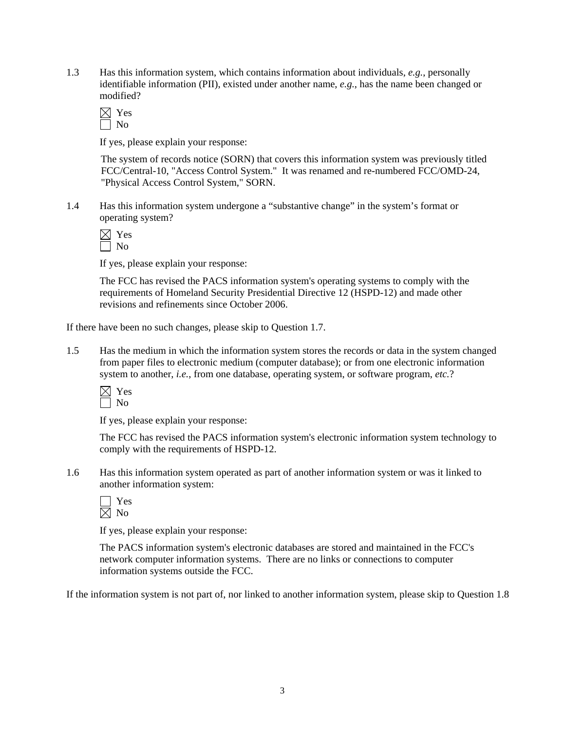1.3 Has this information system, which contains information about individuals, *e.g.*, personally identifiable information (PII), existed under another name, *e.g.*, has the name been changed or modified?

☒ Yes
☐ No

If yes, please explain your response:

The system of records notice (SORN) that covers this information system was previously titled FCC/Central-10, "Access Control System." It was renamed and re-numbered FCC/OMD-24, "Physical Access Control System," SORN.

1.4 Has this information system undergone a "substantive change" in the system's format or operating system?

☒ Yes
☐ No

If yes, please explain your response:

The FCC has revised the PACS information system's operating systems to comply with the requirements of Homeland Security Presidential Directive 12 (HSPD-12) and made other revisions and refinements since October 2006.

If there have been no such changes, please skip to Question 1.7.

1.5 Has the medium in which the information system stores the records or data in the system changed from paper files to electronic medium (computer database); or from one electronic information system to another, *i.e.*, from one database, operating system, or software program, *etc.*?

☒ Yes
☐ No

If yes, please explain your response:

The FCC has revised the PACS information system's electronic information system technology to comply with the requirements of HSPD-12.

1.6 Has this information system operated as part of another information system or was it linked to another information system:

☐ Yes
☒ No

If yes, please explain your response:

The PACS information system's electronic databases are stored and maintained in the FCC's network computer information systems. There are no links or connections to computer information systems outside the FCC.

If the information system is not part of, nor linked to another information system, please skip to Question 1.8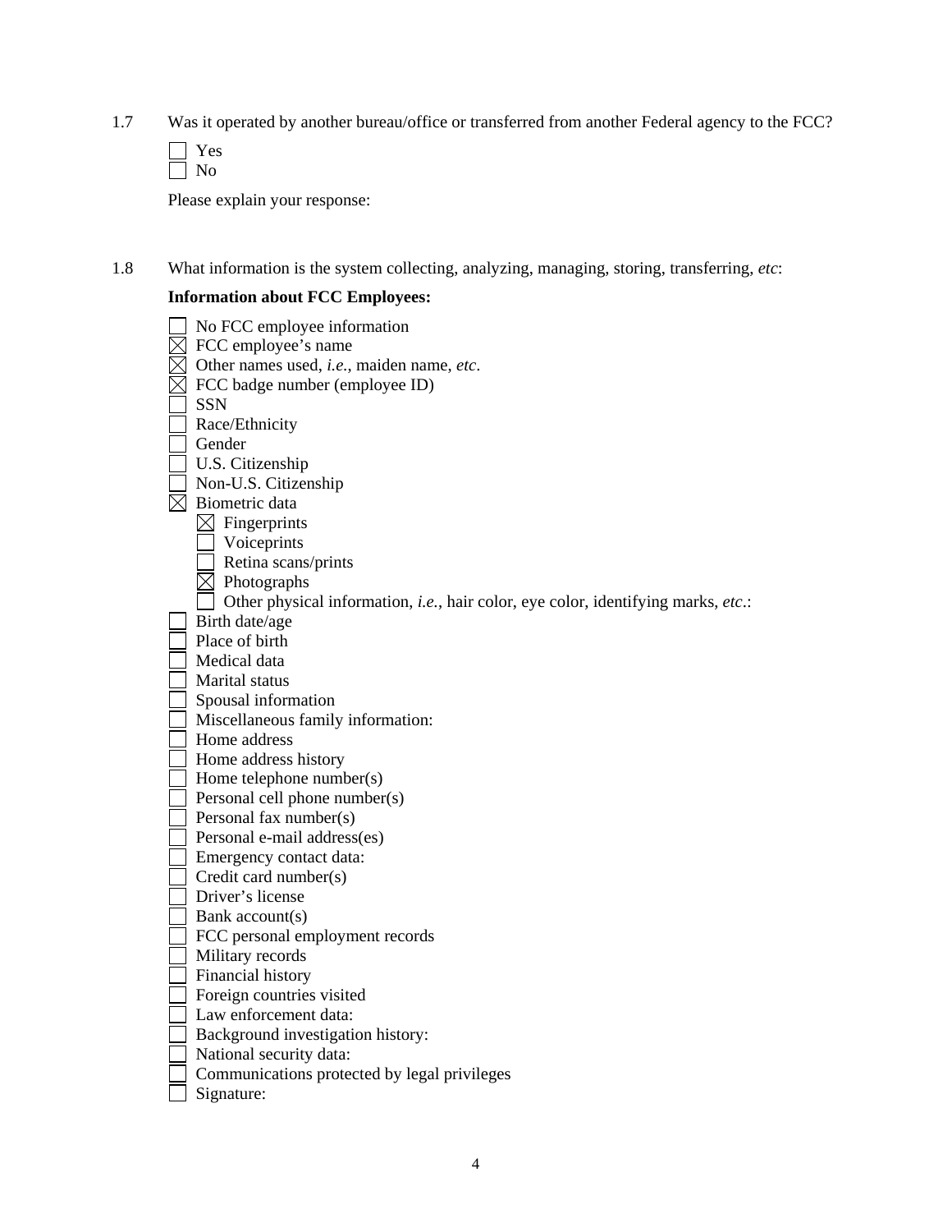1.7 Was it operated by another bureau/office or transferred from another Federal agency to the FCC?

- ☐ Yes
- ☐ No

Please explain your response:

1.8 What information is the system collecting, analyzing, managing, storing, transferring, *etc*:

**Information about FCC Employees:**

- ☐ No FCC employee information
- ☒ FCC employee's name
- ☒ Other names used, *i.e.*, maiden name, *etc*.
- ☒ FCC badge number (employee ID)
- ☐ SSN
- ☐ Race/Ethnicity
- ☐ Gender
- ☐ U.S. Citizenship
- ☐ Non-U.S. Citizenship
- ☒ Biometric data
  - ☒ Fingerprints
  - ☐ Voiceprints
  - ☐ Retina scans/prints
  - ☒ Photographs
  - ☐ Other physical information, *i.e.*, hair color, eye color, identifying marks, *etc*.:
- ☐ Birth date/age
- ☐ Place of birth
- ☐ Medical data
- ☐ Marital status
- ☐ Spousal information
- ☐ Miscellaneous family information:
- ☐ Home address
- ☐ Home address history
- ☐ Home telephone number(s)
- ☐ Personal cell phone number(s)
- ☐ Personal fax number(s)
- ☐ Personal e-mail address(es)
- ☐ Emergency contact data:
- ☐ Credit card number(s)
- ☐ Driver's license
- ☐ Bank account(s)
- ☐ FCC personal employment records
- ☐ Military records
- ☐ Financial history
- ☐ Foreign countries visited
- ☐ Law enforcement data:
- ☐ Background investigation history:
- ☐ National security data:
- ☐ Communications protected by legal privileges
- ☐ Signature: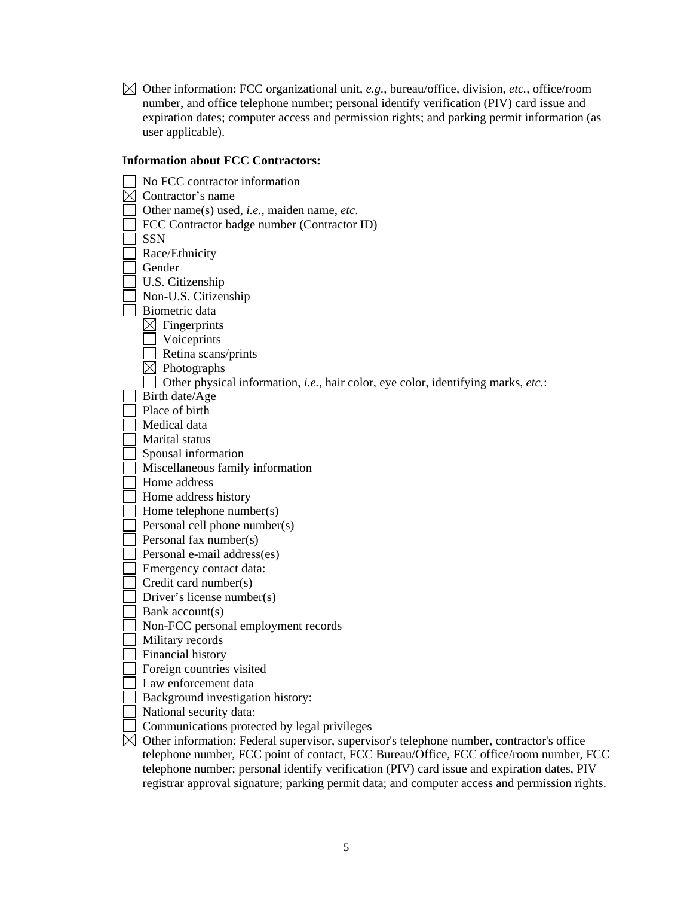☒ Other information: FCC organizational unit, *e.g.*, bureau/office, division, *etc.*, office/room number, and office telephone number; personal identify verification (PIV) card issue and expiration dates; computer access and permission rights; and parking permit information (as user applicable).

**Information about FCC Contractors:**

☐ No FCC contractor information
☒ Contractor's name
☐ Other name(s) used, *i.e.*, maiden name, *etc*.
☐ FCC Contractor badge number (Contractor ID)
☐ SSN
☐ Race/Ethnicity
☐ Gender
☐ U.S. Citizenship
☐ Non-U.S. Citizenship
☐ Biometric data
- ☒ Fingerprints
- ☐ Voiceprints
- ☐ Retina scans/prints
- ☒ Photographs
- ☐ Other physical information, *i.e.*, hair color, eye color, identifying marks, *etc.*:

☐ Birth date/Age
☐ Place of birth
☐ Medical data
☐ Marital status
☐ Spousal information
☐ Miscellaneous family information
☐ Home address
☐ Home address history
☐ Home telephone number(s)
☐ Personal cell phone number(s)
☐ Personal fax number(s)
☐ Personal e-mail address(es)
☐ Emergency contact data:
☐ Credit card number(s)
☐ Driver's license number(s)
☐ Bank account(s)
☐ Non-FCC personal employment records
☐ Military records
☐ Financial history
☐ Foreign countries visited
☐ Law enforcement data
☐ Background investigation history:
☐ National security data:
☐ Communications protected by legal privileges
☒ Other information: Federal supervisor, supervisor's telephone number, contractor's office telephone number, FCC point of contact, FCC Bureau/Office, FCC office/room number, FCC telephone number; personal identify verification (PIV) card issue and expiration dates, PIV registrar approval signature; parking permit data; and computer access and permission rights.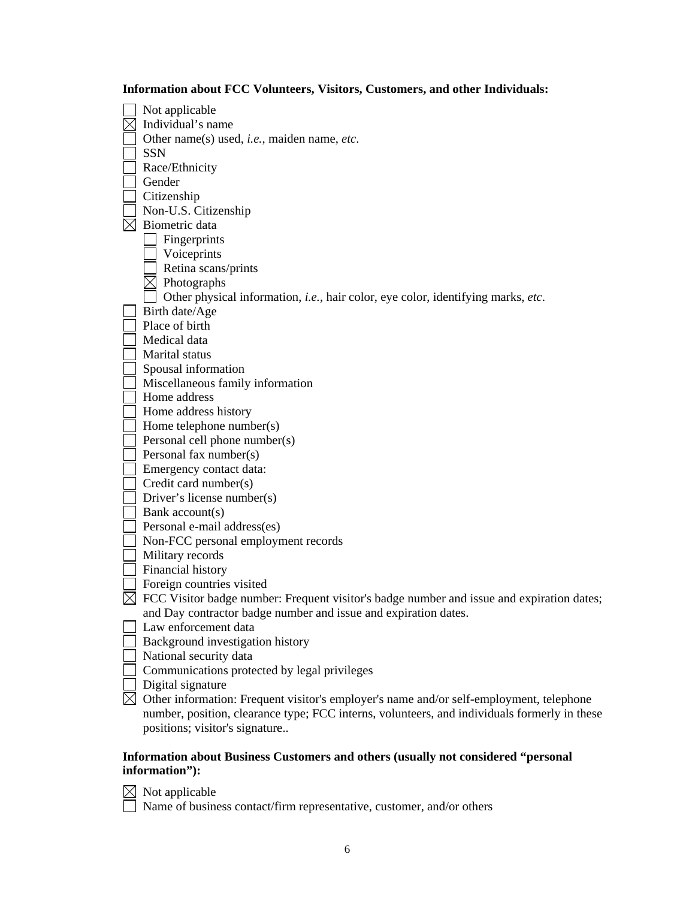**Information about FCC Volunteers, Visitors, Customers, and other Individuals:**

- ☐ Not applicable
- ☒ Individual's name
- ☐ Other name(s) used, *i.e.*, maiden name, *etc*.
- ☐ SSN
- ☐ Race/Ethnicity
- ☐ Gender
- ☐ Citizenship
- ☐ Non-U.S. Citizenship
- ☒ Biometric data
  - ☐ Fingerprints
  - ☐ Voiceprints
  - ☐ Retina scans/prints
  - ☒ Photographs
  - ☐ Other physical information, *i.e.*, hair color, eye color, identifying marks, *etc*.
- ☐ Birth date/Age
- ☐ Place of birth
- ☐ Medical data
- ☐ Marital status
- ☐ Spousal information
- ☐ Miscellaneous family information
- ☐ Home address
- ☐ Home address history
- ☐ Home telephone number(s)
- ☐ Personal cell phone number(s)
- ☐ Personal fax number(s)
- ☐ Emergency contact data:
- ☐ Credit card number(s)
- ☐ Driver's license number(s)
- ☐ Bank account(s)
- ☐ Personal e-mail address(es)
- ☐ Non-FCC personal employment records
- ☐ Military records
- ☐ Financial history
- ☐ Foreign countries visited
- ☒ FCC Visitor badge number: Frequent visitor's badge number and issue and expiration dates; and Day contractor badge number and issue and expiration dates.
- ☐ Law enforcement data
- ☐ Background investigation history
- ☐ National security data
- ☐ Communications protected by legal privileges
- ☐ Digital signature
- ☒ Other information: Frequent visitor's employer's name and/or self-employment, telephone number, position, clearance type; FCC interns, volunteers, and individuals formerly in these positions; visitor's signature..

**Information about Business Customers and others (usually not considered "personal information"):**

- ☒ Not applicable
- ☐ Name of business contact/firm representative, customer, and/or others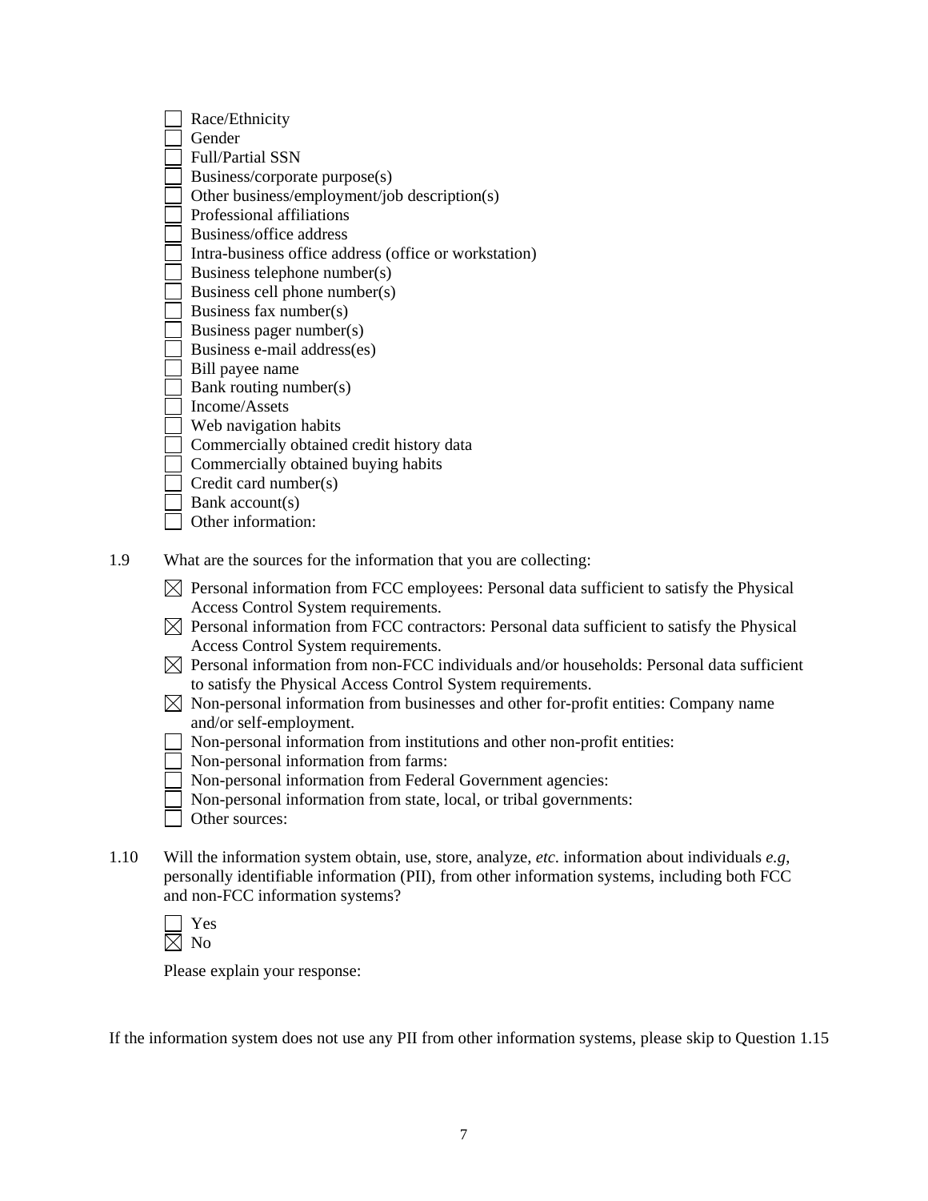- [ ] Race/Ethnicity
- [ ] Gender
- [ ] Full/Partial SSN
- [ ] Business/corporate purpose(s)
- [ ] Other business/employment/job description(s)
- [ ] Professional affiliations
- [ ] Business/office address
- [ ] Intra-business office address (office or workstation)
- [ ] Business telephone number(s)
- [ ] Business cell phone number(s)
- [ ] Business fax number(s)
- [ ] Business pager number(s)
- [ ] Business e-mail address(es)
- [ ] Bill payee name
- [ ] Bank routing number(s)
- [ ] Income/Assets
- [ ] Web navigation habits
- [ ] Commercially obtained credit history data
- [ ] Commercially obtained buying habits
- [ ] Credit card number(s)
- [ ] Bank account(s)
- [ ] Other information:

1.9 What are the sources for the information that you are collecting:

- [x] Personal information from FCC employees: Personal data sufficient to satisfy the Physical Access Control System requirements.
- [x] Personal information from FCC contractors: Personal data sufficient to satisfy the Physical Access Control System requirements.
- [x] Personal information from non-FCC individuals and/or households: Personal data sufficient to satisfy the Physical Access Control System requirements.
- [x] Non-personal information from businesses and other for-profit entities: Company name and/or self-employment.
- [ ] Non-personal information from institutions and other non-profit entities:
- [ ] Non-personal information from farms:
- [ ] Non-personal information from Federal Government agencies:
- [ ] Non-personal information from state, local, or tribal governments:
- [ ] Other sources:

1.10 Will the information system obtain, use, store, analyze, *etc.* information about individuals *e.g*, personally identifiable information (PII), from other information systems, including both FCC and non-FCC information systems?

- [ ] Yes
- [x] No

Please explain your response:

If the information system does not use any PII from other information systems, please skip to Question 1.15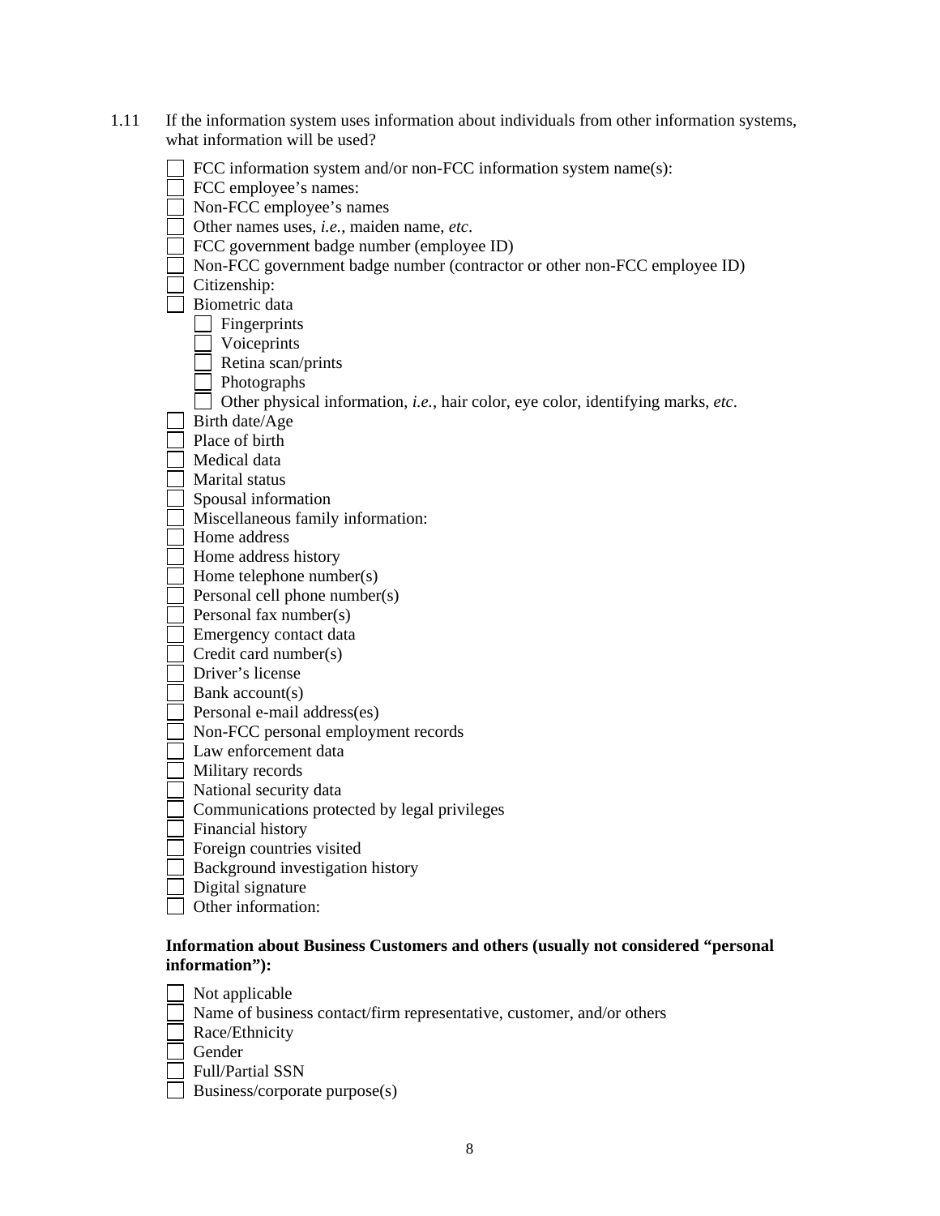1.11 If the information system uses information about individuals from other information systems, what information will be used?

- ☐ FCC information system and/or non-FCC information system name(s):
- ☐ FCC employee's names:
- ☐ Non-FCC employee's names
- ☐ Other names uses, *i.e.*, maiden name, *etc*.
- ☐ FCC government badge number (employee ID)
- ☐ Non-FCC government badge number (contractor or other non-FCC employee ID)
- ☐ Citizenship:
- ☐ Biometric data
  - ☐ Fingerprints
  - ☐ Voiceprints
  - ☐ Retina scan/prints
  - ☐ Photographs
  - ☐ Other physical information, *i.e.*, hair color, eye color, identifying marks, *etc*.
- ☐ Birth date/Age
- ☐ Place of birth
- ☐ Medical data
- ☐ Marital status
- ☐ Spousal information
- ☐ Miscellaneous family information:
- ☐ Home address
- ☐ Home address history
- ☐ Home telephone number(s)
- ☐ Personal cell phone number(s)
- ☐ Personal fax number(s)
- ☐ Emergency contact data
- ☐ Credit card number(s)
- ☐ Driver's license
- ☐ Bank account(s)
- ☐ Personal e-mail address(es)
- ☐ Non-FCC personal employment records
- ☐ Law enforcement data
- ☐ Military records
- ☐ National security data
- ☐ Communications protected by legal privileges
- ☐ Financial history
- ☐ Foreign countries visited
- ☐ Background investigation history
- ☐ Digital signature
- ☐ Other information:

**Information about Business Customers and others (usually not considered "personal information"):**

- ☐ Not applicable
- ☐ Name of business contact/firm representative, customer, and/or others
- ☐ Race/Ethnicity
- ☐ Gender
- ☐ Full/Partial SSN
- ☐ Business/corporate purpose(s)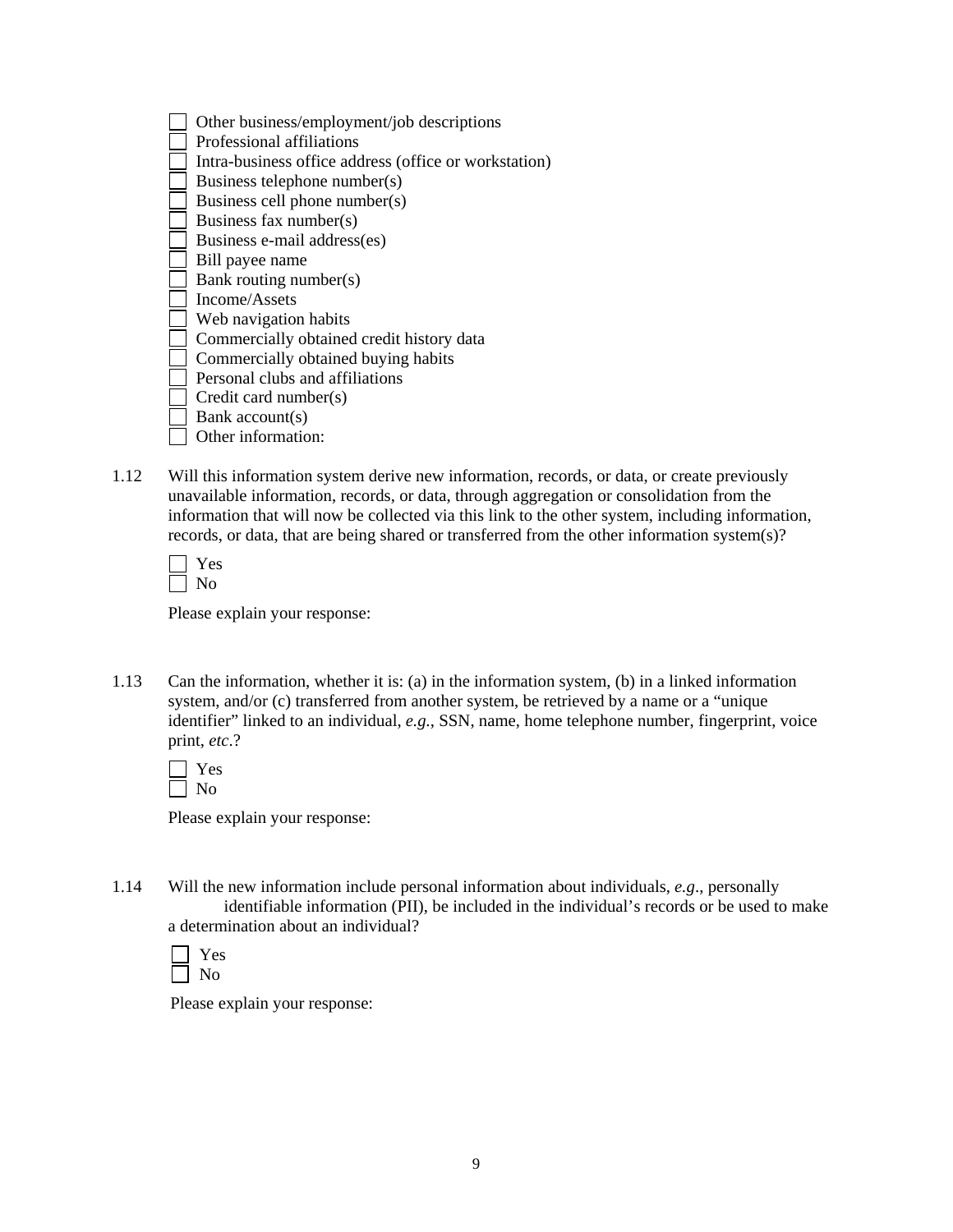- [ ] Other business/employment/job descriptions
- [ ] Professional affiliations
- [ ] Intra-business office address (office or workstation)
- [ ] Business telephone number(s)
- [ ] Business cell phone number(s)
- [ ] Business fax number(s)
- [ ] Business e-mail address(es)
- [ ] Bill payee name
- [ ] Bank routing number(s)
- [ ] Income/Assets
- [ ] Web navigation habits
- [ ] Commercially obtained credit history data
- [ ] Commercially obtained buying habits
- [ ] Personal clubs and affiliations
- [ ] Credit card number(s)
- [ ] Bank account(s)
- [ ] Other information:

1.12 Will this information system derive new information, records, or data, or create previously unavailable information, records, or data, through aggregation or consolidation from the information that will now be collected via this link to the other system, including information, records, or data, that are being shared or transferred from the other information system(s)?

- [ ] Yes
- [ ] No

Please explain your response:

1.13 Can the information, whether it is: (a) in the information system, (b) in a linked information system, and/or (c) transferred from another system, be retrieved by a name or a "unique identifier" linked to an individual, *e.g.*, SSN, name, home telephone number, fingerprint, voice print, *etc*.?

- [ ] Yes
- [ ] No

Please explain your response:

1.14 Will the new information include personal information about individuals, *e.g*., personally identifiable information (PII), be included in the individual's records or be used to make a determination about an individual?

- [ ] Yes
- [ ] No

Please explain your response: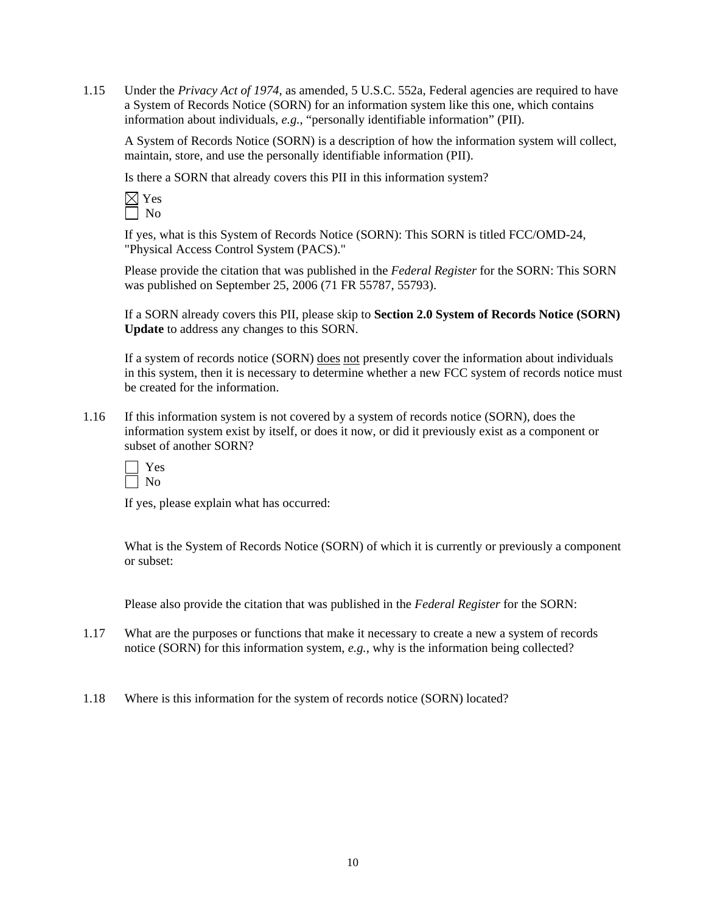1.15 Under the *Privacy Act of 1974*, as amended, 5 U.S.C. 552a, Federal agencies are required to have a System of Records Notice (SORN) for an information system like this one, which contains information about individuals, *e.g.*, "personally identifiable information" (PII).

A System of Records Notice (SORN) is a description of how the information system will collect, maintain, store, and use the personally identifiable information (PII).

Is there a SORN that already covers this PII in this information system?

☒ Yes
☐ No

If yes, what is this System of Records Notice (SORN): This SORN is titled FCC/OMD-24, "Physical Access Control System (PACS)."

Please provide the citation that was published in the *Federal Register* for the SORN: This SORN was published on September 25, 2006 (71 FR 55787, 55793).

If a SORN already covers this PII, please skip to **Section 2.0 System of Records Notice (SORN) Update** to address any changes to this SORN.

If a system of records notice (SORN) does not presently cover the information about individuals in this system, then it is necessary to determine whether a new FCC system of records notice must be created for the information.

1.16 If this information system is not covered by a system of records notice (SORN), does the information system exist by itself, or does it now, or did it previously exist as a component or subset of another SORN?

☐ Yes
☐ No

If yes, please explain what has occurred:

What is the System of Records Notice (SORN) of which it is currently or previously a component or subset:

Please also provide the citation that was published in the *Federal Register* for the SORN:

1.17 What are the purposes or functions that make it necessary to create a new a system of records notice (SORN) for this information system, *e.g.*, why is the information being collected?

1.18 Where is this information for the system of records notice (SORN) located?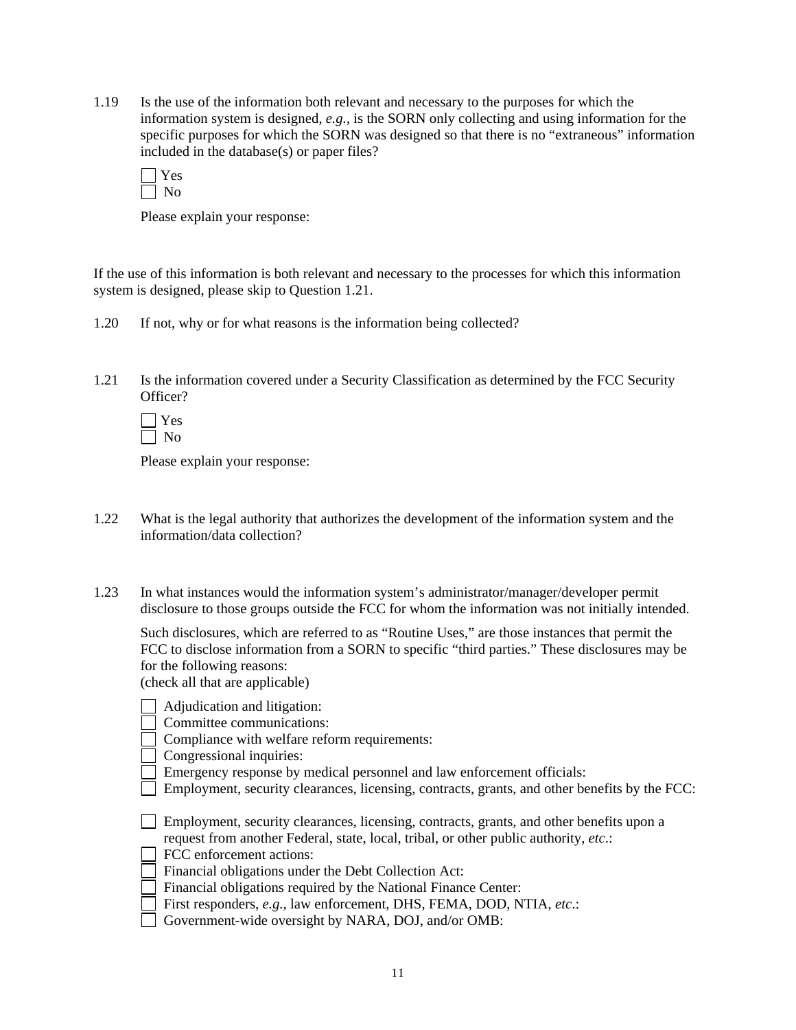1.19 Is the use of the information both relevant and necessary to the purposes for which the information system is designed, *e.g.*, is the SORN only collecting and using information for the specific purposes for which the SORN was designed so that there is no "extraneous" information included in the database(s) or paper files?

☐ Yes
☐ No

Please explain your response:

If the use of this information is both relevant and necessary to the processes for which this information system is designed, please skip to Question 1.21.

1.20 If not, why or for what reasons is the information being collected?

1.21 Is the information covered under a Security Classification as determined by the FCC Security Officer?

☐ Yes
☐ No

Please explain your response:

1.22 What is the legal authority that authorizes the development of the information system and the information/data collection?

1.23 In what instances would the information system's administrator/manager/developer permit disclosure to those groups outside the FCC for whom the information was not initially intended.

Such disclosures, which are referred to as "Routine Uses," are those instances that permit the FCC to disclose information from a SORN to specific "third parties." These disclosures may be for the following reasons:
(check all that are applicable)

☐ Adjudication and litigation:
☐ Committee communications:
☐ Compliance with welfare reform requirements:
☐ Congressional inquiries:
☐ Emergency response by medical personnel and law enforcement officials:
☐ Employment, security clearances, licensing, contracts, grants, and other benefits by the FCC:

☐ Employment, security clearances, licensing, contracts, grants, and other benefits upon a request from another Federal, state, local, tribal, or other public authority, *etc*.:
☐ FCC enforcement actions:
☐ Financial obligations under the Debt Collection Act:
☐ Financial obligations required by the National Finance Center:
☐ First responders, *e.g.*, law enforcement, DHS, FEMA, DOD, NTIA, *etc*.:
☐ Government-wide oversight by NARA, DOJ, and/or OMB: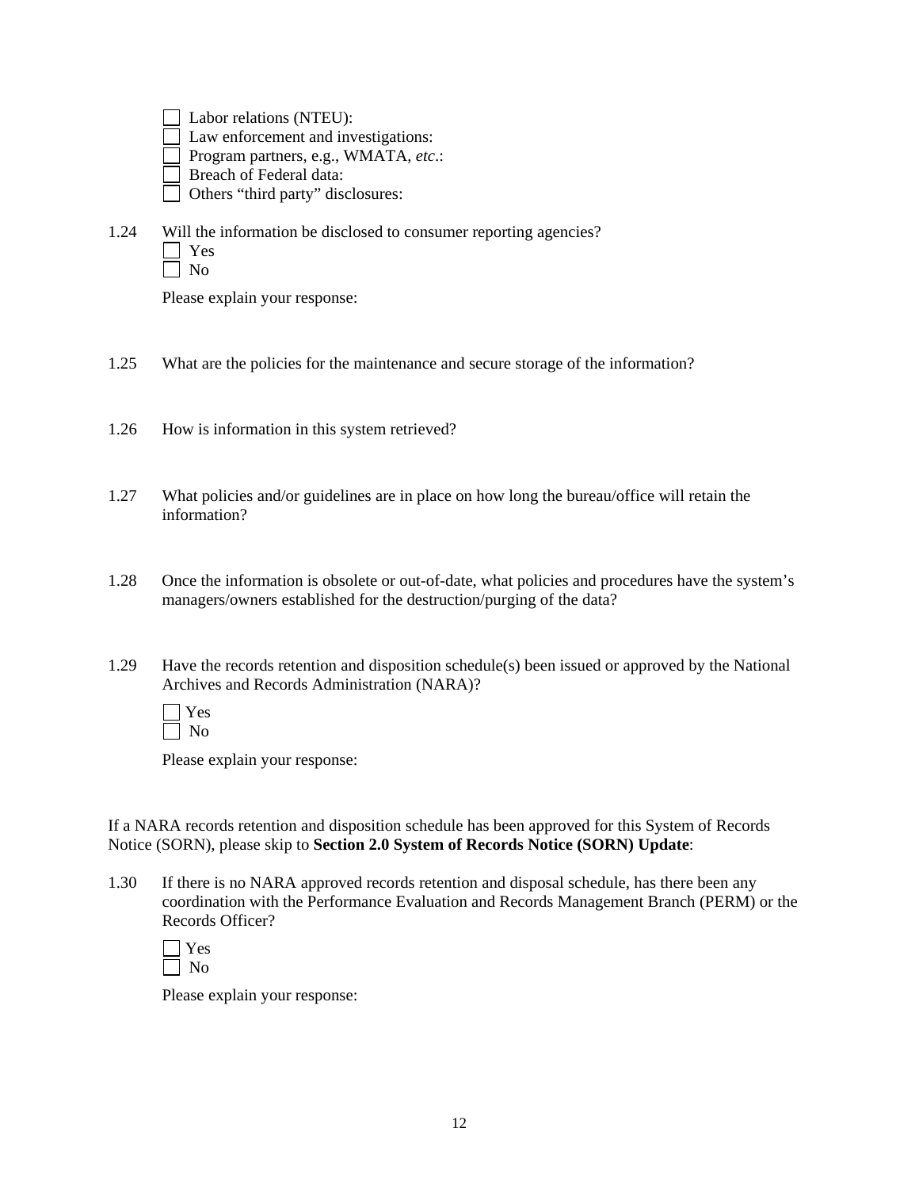- [ ] Labor relations (NTEU):
- [ ] Law enforcement and investigations:
- [ ] Program partners, e.g., WMATA, *etc*.:
- [ ] Breach of Federal data:
- [ ] Others "third party" disclosures:

1.24 Will the information be disclosed to consumer reporting agencies?

- [ ] Yes
- [ ] No

Please explain your response:

1.25 What are the policies for the maintenance and secure storage of the information?

1.26 How is information in this system retrieved?

1.27 What policies and/or guidelines are in place on how long the bureau/office will retain the information?

1.28 Once the information is obsolete or out-of-date, what policies and procedures have the system's managers/owners established for the destruction/purging of the data?

1.29 Have the records retention and disposition schedule(s) been issued or approved by the National Archives and Records Administration (NARA)?

- [ ] Yes
- [ ] No

Please explain your response:

If a NARA records retention and disposition schedule has been approved for this System of Records Notice (SORN), please skip to **Section 2.0 System of Records Notice (SORN) Update**:

1.30 If there is no NARA approved records retention and disposal schedule, has there been any coordination with the Performance Evaluation and Records Management Branch (PERM) or the Records Officer?

- [ ] Yes
- [ ] No

Please explain your response: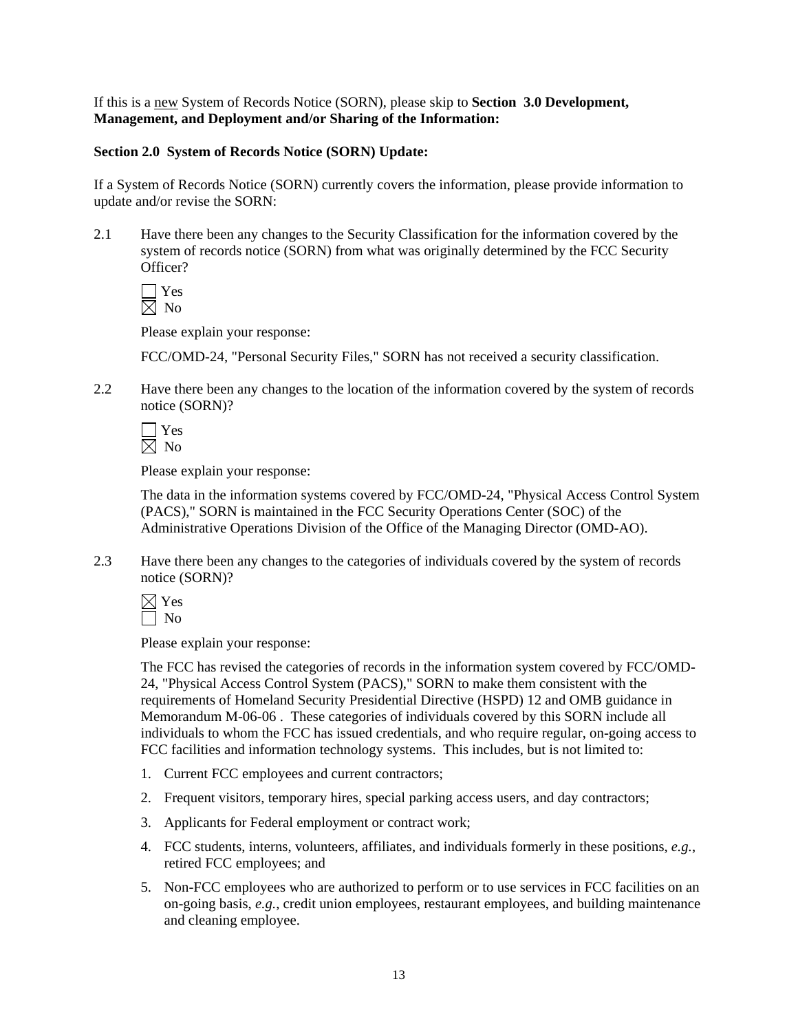If this is a new System of Records Notice (SORN), please skip to **Section 3.0 Development, Management, and Deployment and/or Sharing of the Information:**

**Section 2.0 System of Records Notice (SORN) Update:**

If a System of Records Notice (SORN) currently covers the information, please provide information to update and/or revise the SORN:

2.1 Have there been any changes to the Security Classification for the information covered by the system of records notice (SORN) from what was originally determined by the FCC Security Officer?

☐ Yes
☒ No

Please explain your response:

FCC/OMD-24, "Personal Security Files," SORN has not received a security classification.

2.2 Have there been any changes to the location of the information covered by the system of records notice (SORN)?

☐ Yes
☒ No

Please explain your response:

The data in the information systems covered by FCC/OMD-24, "Physical Access Control System (PACS)," SORN is maintained in the FCC Security Operations Center (SOC) of the Administrative Operations Division of the Office of the Managing Director (OMD-AO).

2.3 Have there been any changes to the categories of individuals covered by the system of records notice (SORN)?

☒ Yes
☐ No

Please explain your response:

The FCC has revised the categories of records in the information system covered by FCC/OMD-24, "Physical Access Control System (PACS)," SORN to make them consistent with the requirements of Homeland Security Presidential Directive (HSPD) 12 and OMB guidance in Memorandum M-06-06 . These categories of individuals covered by this SORN include all individuals to whom the FCC has issued credentials, and who require regular, on-going access to FCC facilities and information technology systems. This includes, but is not limited to:

1. Current FCC employees and current contractors;
2. Frequent visitors, temporary hires, special parking access users, and day contractors;
3. Applicants for Federal employment or contract work;
4. FCC students, interns, volunteers, affiliates, and individuals formerly in these positions, *e.g.*, retired FCC employees; and
5. Non-FCC employees who are authorized to perform or to use services in FCC facilities on an on-going basis, *e.g.*, credit union employees, restaurant employees, and building maintenance and cleaning employee.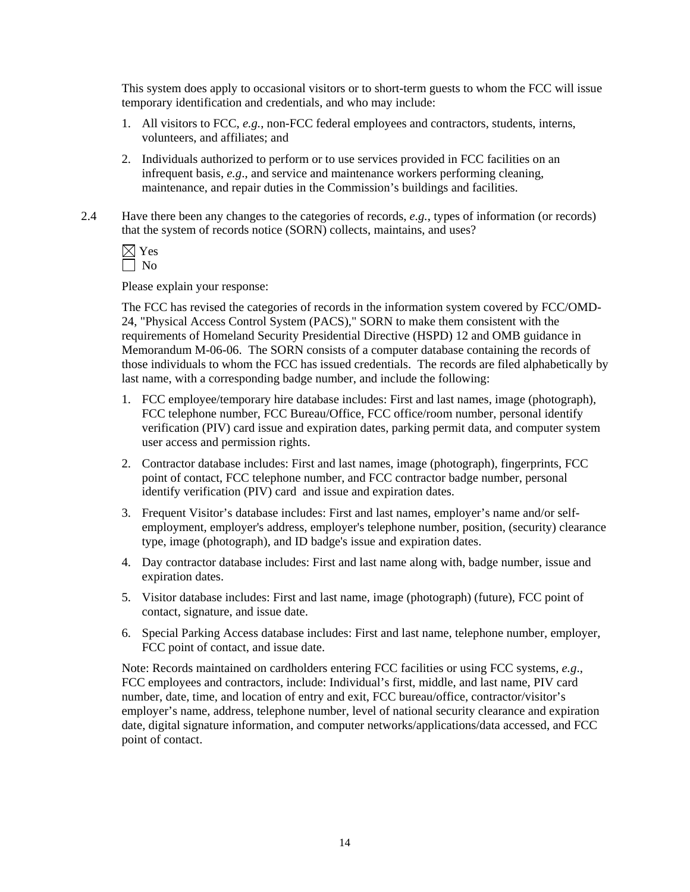This system does apply to occasional visitors or to short-term guests to whom the FCC will issue temporary identification and credentials, and who may include:

1. All visitors to FCC, *e.g.*, non-FCC federal employees and contractors, students, interns, volunteers, and affiliates; and
2. Individuals authorized to perform or to use services provided in FCC facilities on an infrequent basis, *e.g*., and service and maintenance workers performing cleaning, maintenance, and repair duties in the Commission's buildings and facilities.

2.4 Have there been any changes to the categories of records, *e.g.*, types of information (or records) that the system of records notice (SORN) collects, maintains, and uses?

☒ Yes
☐ No

Please explain your response:

The FCC has revised the categories of records in the information system covered by FCC/OMD-24, "Physical Access Control System (PACS)," SORN to make them consistent with the requirements of Homeland Security Presidential Directive (HSPD) 12 and OMB guidance in Memorandum M-06-06. The SORN consists of a computer database containing the records of those individuals to whom the FCC has issued credentials. The records are filed alphabetically by last name, with a corresponding badge number, and include the following:

1. FCC employee/temporary hire database includes: First and last names, image (photograph), FCC telephone number, FCC Bureau/Office, FCC office/room number, personal identify verification (PIV) card issue and expiration dates, parking permit data, and computer system user access and permission rights.
2. Contractor database includes: First and last names, image (photograph), fingerprints, FCC point of contact, FCC telephone number, and FCC contractor badge number, personal identify verification (PIV) card and issue and expiration dates.
3. Frequent Visitor's database includes: First and last names, employer's name and/or self-employment, employer's address, employer's telephone number, position, (security) clearance type, image (photograph), and ID badge's issue and expiration dates.
4. Day contractor database includes: First and last name along with, badge number, issue and expiration dates.
5. Visitor database includes: First and last name, image (photograph) (future), FCC point of contact, signature, and issue date.
6. Special Parking Access database includes: First and last name, telephone number, employer, FCC point of contact, and issue date.

Note: Records maintained on cardholders entering FCC facilities or using FCC systems, *e.g*., FCC employees and contractors, include: Individual's first, middle, and last name, PIV card number, date, time, and location of entry and exit, FCC bureau/office, contractor/visitor's employer's name, address, telephone number, level of national security clearance and expiration date, digital signature information, and computer networks/applications/data accessed, and FCC point of contact.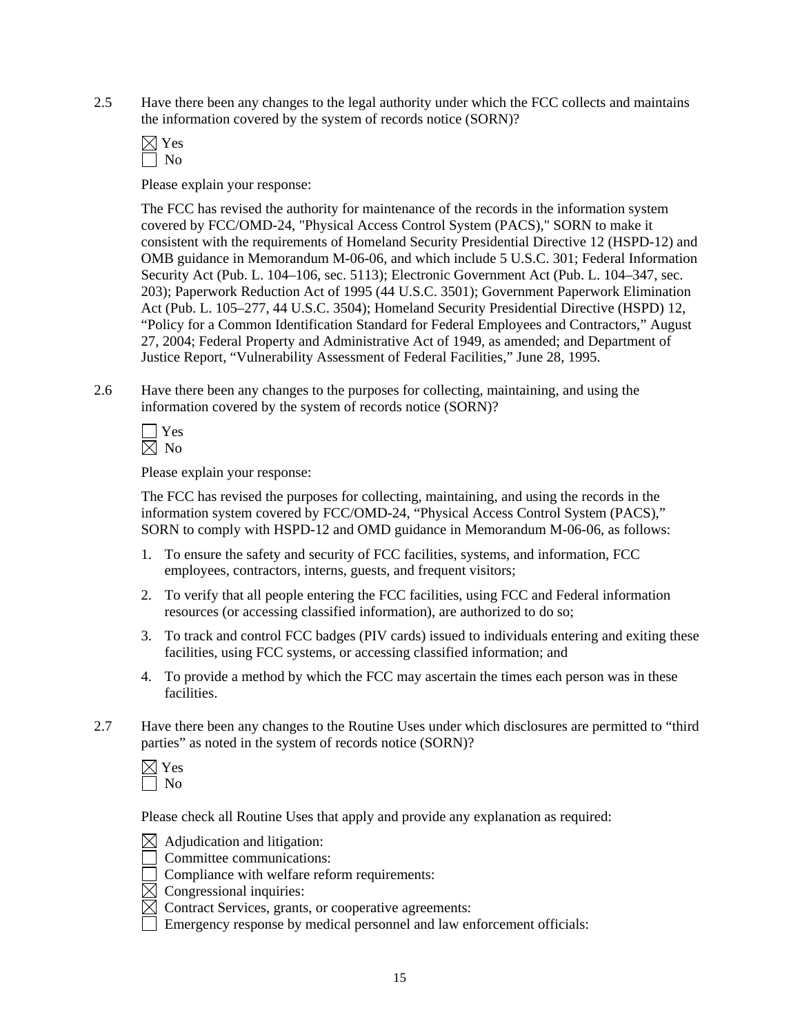2.5 Have there been any changes to the legal authority under which the FCC collects and maintains the information covered by the system of records notice (SORN)?

☒ Yes
☐ No

Please explain your response:

The FCC has revised the authority for maintenance of the records in the information system covered by FCC/OMD-24, "Physical Access Control System (PACS)," SORN to make it consistent with the requirements of Homeland Security Presidential Directive 12 (HSPD-12) and OMB guidance in Memorandum M-06-06, and which include 5 U.S.C. 301; Federal Information Security Act (Pub. L. 104–106, sec. 5113); Electronic Government Act (Pub. L. 104–347, sec. 203); Paperwork Reduction Act of 1995 (44 U.S.C. 3501); Government Paperwork Elimination Act (Pub. L. 105–277, 44 U.S.C. 3504); Homeland Security Presidential Directive (HSPD) 12, "Policy for a Common Identification Standard for Federal Employees and Contractors," August 27, 2004; Federal Property and Administrative Act of 1949, as amended; and Department of Justice Report, "Vulnerability Assessment of Federal Facilities," June 28, 1995.

2.6 Have there been any changes to the purposes for collecting, maintaining, and using the information covered by the system of records notice (SORN)?

☐ Yes
☒ No

Please explain your response:

The FCC has revised the purposes for collecting, maintaining, and using the records in the information system covered by FCC/OMD-24, "Physical Access Control System (PACS)," SORN to comply with HSPD-12 and OMD guidance in Memorandum M-06-06, as follows:

1. To ensure the safety and security of FCC facilities, systems, and information, FCC employees, contractors, interns, guests, and frequent visitors;
2. To verify that all people entering the FCC facilities, using FCC and Federal information resources (or accessing classified information), are authorized to do so;
3. To track and control FCC badges (PIV cards) issued to individuals entering and exiting these facilities, using FCC systems, or accessing classified information; and
4. To provide a method by which the FCC may ascertain the times each person was in these facilities.

2.7 Have there been any changes to the Routine Uses under which disclosures are permitted to "third parties" as noted in the system of records notice (SORN)?

☒ Yes
☐ No

Please check all Routine Uses that apply and provide any explanation as required:

☒ Adjudication and litigation:
☐ Committee communications:
☐ Compliance with welfare reform requirements:
☒ Congressional inquiries:
☒ Contract Services, grants, or cooperative agreements:
☐ Emergency response by medical personnel and law enforcement officials: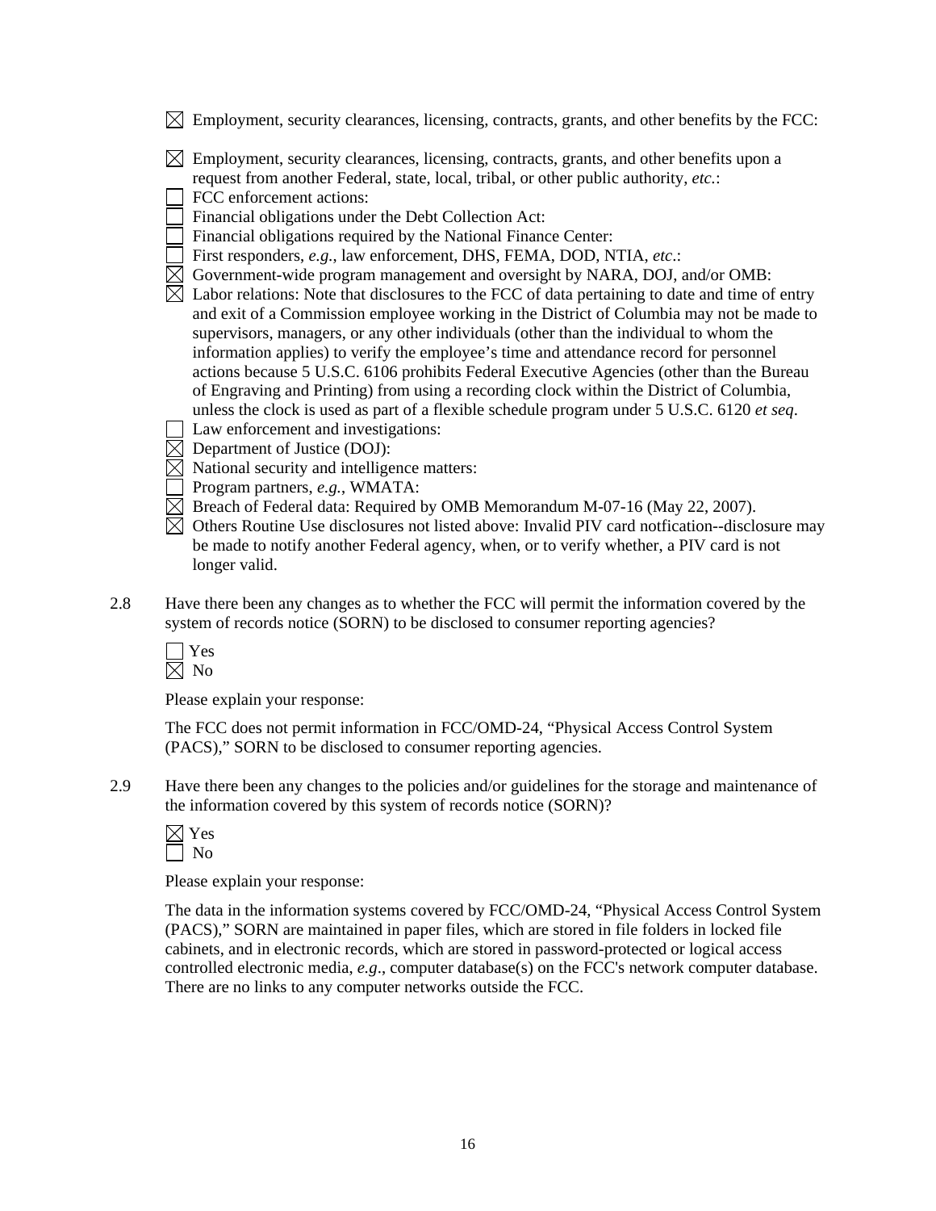☒ Employment, security clearances, licensing, contracts, grants, and other benefits by the FCC:

☒ Employment, security clearances, licensing, contracts, grants, and other benefits upon a request from another Federal, state, local, tribal, or other public authority, *etc.*:

☐ FCC enforcement actions:

☐ Financial obligations under the Debt Collection Act:

☐ Financial obligations required by the National Finance Center:

☐ First responders, *e.g.*, law enforcement, DHS, FEMA, DOD, NTIA, *etc*.:

☒ Government-wide program management and oversight by NARA, DOJ, and/or OMB:

☒ Labor relations: Note that disclosures to the FCC of data pertaining to date and time of entry and exit of a Commission employee working in the District of Columbia may not be made to supervisors, managers, or any other individuals (other than the individual to whom the information applies) to verify the employee's time and attendance record for personnel actions because 5 U.S.C. 6106 prohibits Federal Executive Agencies (other than the Bureau of Engraving and Printing) from using a recording clock within the District of Columbia, unless the clock is used as part of a flexible schedule program under 5 U.S.C. 6120 *et seq*.

☐ Law enforcement and investigations:

☒ Department of Justice (DOJ):

☒ National security and intelligence matters:

☐ Program partners, *e.g.*, WMATA:

☒ Breach of Federal data: Required by OMB Memorandum M-07-16 (May 22, 2007).

☒ Others Routine Use disclosures not listed above: Invalid PIV card notfication--disclosure may be made to notify another Federal agency, when, or to verify whether, a PIV card is not longer valid.

2.8 Have there been any changes as to whether the FCC will permit the information covered by the system of records notice (SORN) to be disclosed to consumer reporting agencies?

☐ Yes
☒ No

Please explain your response:

The FCC does not permit information in FCC/OMD-24, "Physical Access Control System (PACS)," SORN to be disclosed to consumer reporting agencies.

2.9 Have there been any changes to the policies and/or guidelines for the storage and maintenance of the information covered by this system of records notice (SORN)?

☒ Yes
☐ No

Please explain your response:

The data in the information systems covered by FCC/OMD-24, "Physical Access Control System (PACS)," SORN are maintained in paper files, which are stored in file folders in locked file cabinets, and in electronic records, which are stored in password-protected or logical access controlled electronic media, *e.g*., computer database(s) on the FCC's network computer database. There are no links to any computer networks outside the FCC.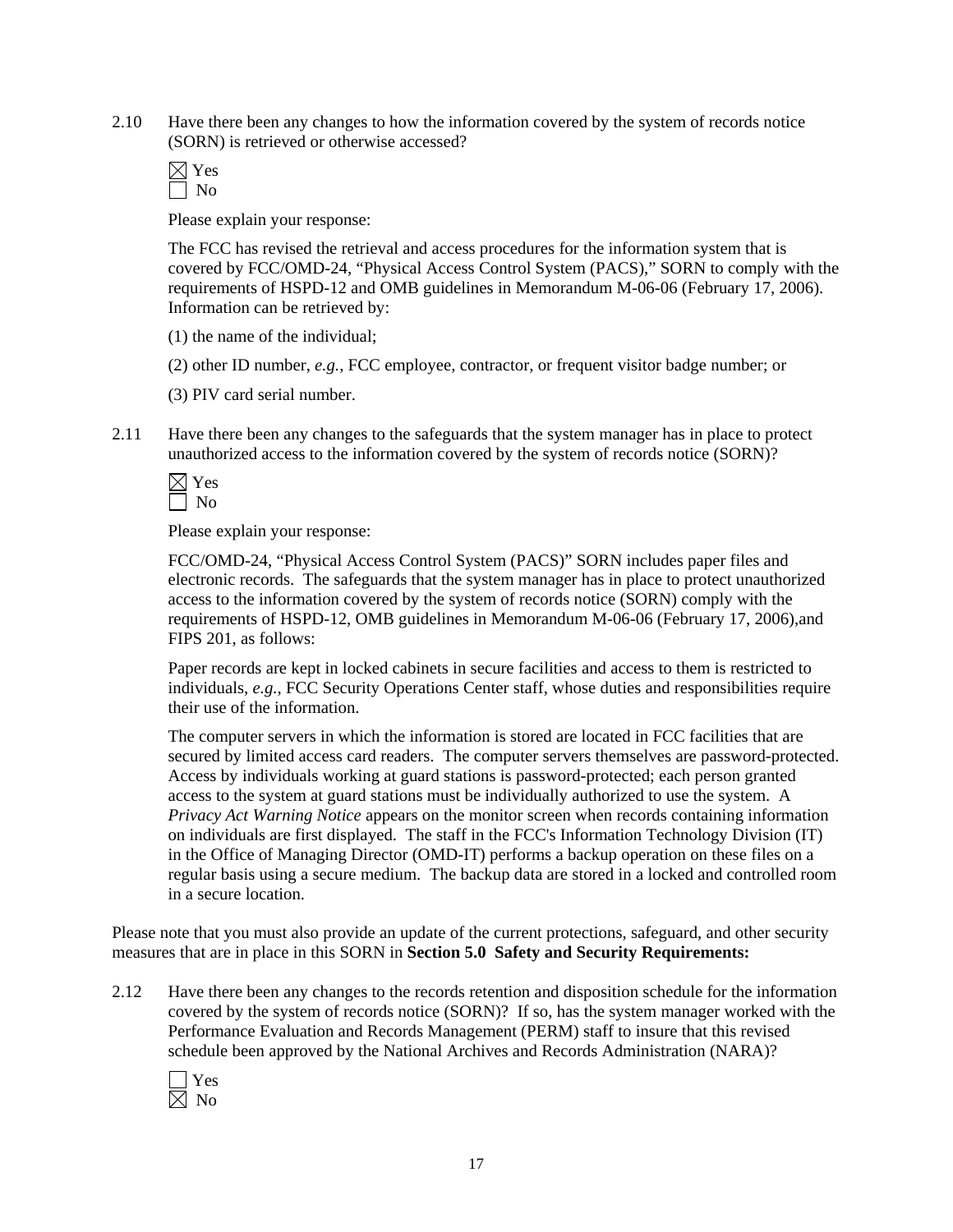2.10 Have there been any changes to how the information covered by the system of records notice (SORN) is retrieved or otherwise accessed?

☒ Yes
☐ No

Please explain your response:

The FCC has revised the retrieval and access procedures for the information system that is covered by FCC/OMD-24, "Physical Access Control System (PACS)," SORN to comply with the requirements of HSPD-12 and OMB guidelines in Memorandum M-06-06 (February 17, 2006). Information can be retrieved by:

(1) the name of the individual;

(2) other ID number, *e.g.*, FCC employee, contractor, or frequent visitor badge number; or

(3) PIV card serial number.

2.11 Have there been any changes to the safeguards that the system manager has in place to protect unauthorized access to the information covered by the system of records notice (SORN)?

☒ Yes
☐ No

Please explain your response:

FCC/OMD-24, "Physical Access Control System (PACS)" SORN includes paper files and electronic records. The safeguards that the system manager has in place to protect unauthorized access to the information covered by the system of records notice (SORN) comply with the requirements of HSPD-12, OMB guidelines in Memorandum M-06-06 (February 17, 2006),and FIPS 201, as follows:

Paper records are kept in locked cabinets in secure facilities and access to them is restricted to individuals, *e.g.*, FCC Security Operations Center staff, whose duties and responsibilities require their use of the information.

The computer servers in which the information is stored are located in FCC facilities that are secured by limited access card readers. The computer servers themselves are password-protected. Access by individuals working at guard stations is password-protected; each person granted access to the system at guard stations must be individually authorized to use the system. A *Privacy Act Warning Notice* appears on the monitor screen when records containing information on individuals are first displayed. The staff in the FCC's Information Technology Division (IT) in the Office of Managing Director (OMD-IT) performs a backup operation on these files on a regular basis using a secure medium. The backup data are stored in a locked and controlled room in a secure location.

Please note that you must also provide an update of the current protections, safeguard, and other security measures that are in place in this SORN in **Section 5.0 Safety and Security Requirements:**

2.12 Have there been any changes to the records retention and disposition schedule for the information covered by the system of records notice (SORN)? If so, has the system manager worked with the Performance Evaluation and Records Management (PERM) staff to insure that this revised schedule been approved by the National Archives and Records Administration (NARA)?

☐ Yes
☒ No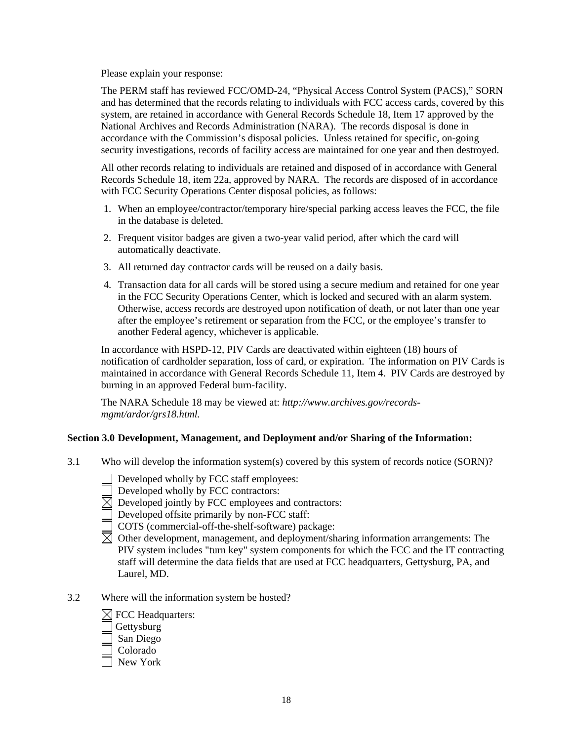Please explain your response:

The PERM staff has reviewed FCC/OMD-24, "Physical Access Control System (PACS)," SORN and has determined that the records relating to individuals with FCC access cards, covered by this system, are retained in accordance with General Records Schedule 18, Item 17 approved by the National Archives and Records Administration (NARA). The records disposal is done in accordance with the Commission's disposal policies. Unless retained for specific, on-going security investigations, records of facility access are maintained for one year and then destroyed.

All other records relating to individuals are retained and disposed of in accordance with General Records Schedule 18, item 22a, approved by NARA. The records are disposed of in accordance with FCC Security Operations Center disposal policies, as follows:

1. When an employee/contractor/temporary hire/special parking access leaves the FCC, the file in the database is deleted.
2. Frequent visitor badges are given a two-year valid period, after which the card will automatically deactivate.
3. All returned day contractor cards will be reused on a daily basis.
4. Transaction data for all cards will be stored using a secure medium and retained for one year in the FCC Security Operations Center, which is locked and secured with an alarm system. Otherwise, access records are destroyed upon notification of death, or not later than one year after the employee's retirement or separation from the FCC, or the employee's transfer to another Federal agency, whichever is applicable.

In accordance with HSPD-12, PIV Cards are deactivated within eighteen (18) hours of notification of cardholder separation, loss of card, or expiration. The information on PIV Cards is maintained in accordance with General Records Schedule 11, Item 4. PIV Cards are destroyed by burning in an approved Federal burn-facility.

The NARA Schedule 18 may be viewed at: *http://www.archives.gov/records-mgmt/ardor/grs18.html.*

**Section 3.0 Development, Management, and Deployment and/or Sharing of the Information:**

3.1 Who will develop the information system(s) covered by this system of records notice (SORN)?

☐ Developed wholly by FCC staff employees:
☐ Developed wholly by FCC contractors:
☒ Developed jointly by FCC employees and contractors:
☐ Developed offsite primarily by non-FCC staff:
☐ COTS (commercial-off-the-shelf-software) package:
☒ Other development, management, and deployment/sharing information arrangements: The PIV system includes "turn key" system components for which the FCC and the IT contracting staff will determine the data fields that are used at FCC headquarters, Gettysburg, PA, and Laurel, MD.

3.2 Where will the information system be hosted?

☒ FCC Headquarters:
☐ Gettysburg
☐ San Diego
☐ Colorado
☐ New York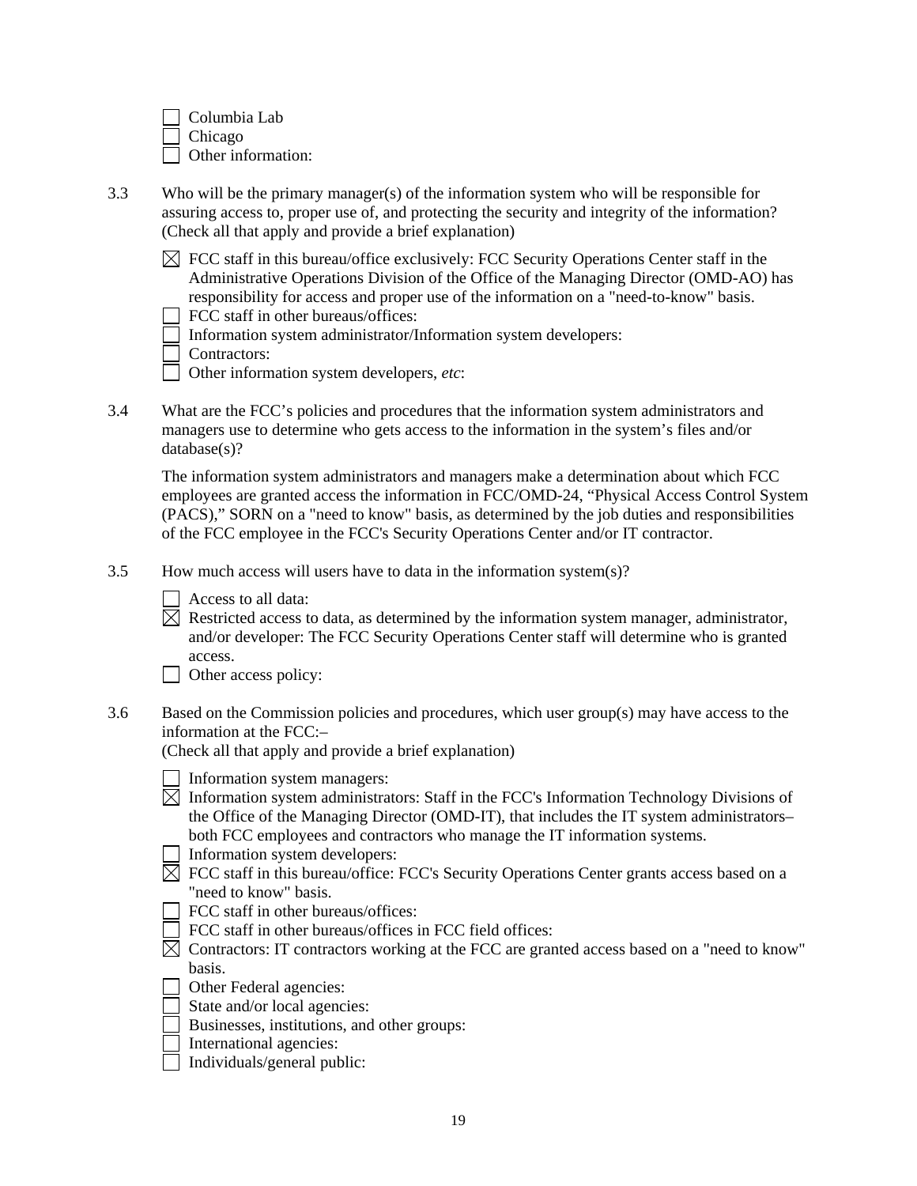- [ ] Columbia Lab
- [ ] Chicago
- [ ] Other information:

3.3 Who will be the primary manager(s) of the information system who will be responsible for assuring access to, proper use of, and protecting the security and integrity of the information? (Check all that apply and provide a brief explanation)

- [x] FCC staff in this bureau/office exclusively: FCC Security Operations Center staff in the Administrative Operations Division of the Office of the Managing Director (OMD-AO) has responsibility for access and proper use of the information on a "need-to-know" basis.
- [ ] FCC staff in other bureaus/offices:
- [ ] Information system administrator/Information system developers:
- [ ] Contractors:
- [ ] Other information system developers, *etc*:

3.4 What are the FCC's policies and procedures that the information system administrators and managers use to determine who gets access to the information in the system's files and/or database(s)?

The information system administrators and managers make a determination about which FCC employees are granted access the information in FCC/OMD-24, "Physical Access Control System (PACS)," SORN on a "need to know" basis, as determined by the job duties and responsibilities of the FCC employee in the FCC's Security Operations Center and/or IT contractor.

3.5 How much access will users have to data in the information system(s)?

- [ ] Access to all data:
- [x] Restricted access to data, as determined by the information system manager, administrator, and/or developer: The FCC Security Operations Center staff will determine who is granted access.
- [ ] Other access policy:

3.6 Based on the Commission policies and procedures, which user group(s) may have access to the information at the FCC:–
(Check all that apply and provide a brief explanation)

- [ ] Information system managers:
- [x] Information system administrators: Staff in the FCC's Information Technology Divisions of the Office of the Managing Director (OMD-IT), that includes the IT system administrators–both FCC employees and contractors who manage the IT information systems.
- [ ] Information system developers:
- [x] FCC staff in this bureau/office: FCC's Security Operations Center grants access based on a "need to know" basis.
- [ ] FCC staff in other bureaus/offices:
- [ ] FCC staff in other bureaus/offices in FCC field offices:
- [x] Contractors: IT contractors working at the FCC are granted access based on a "need to know" basis.
- [ ] Other Federal agencies:
- [ ] State and/or local agencies:
- [ ] Businesses, institutions, and other groups:
- [ ] International agencies:
- [ ] Individuals/general public: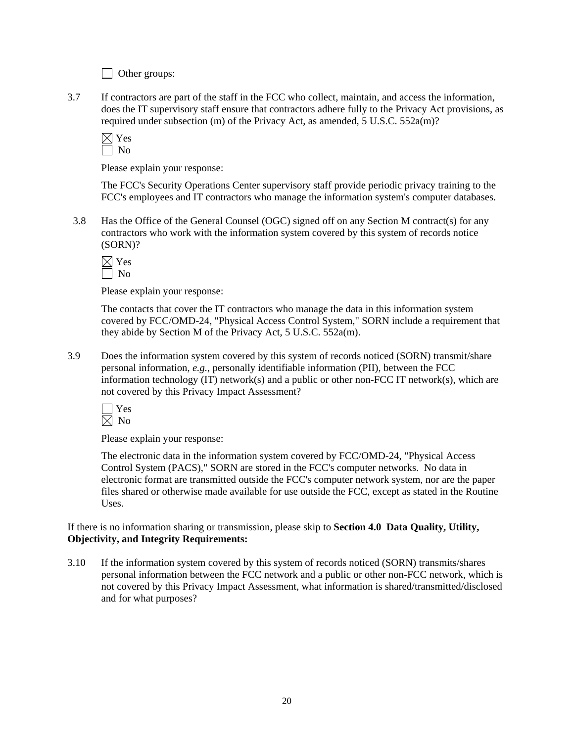☐ Other groups:

3.7 If contractors are part of the staff in the FCC who collect, maintain, and access the information, does the IT supervisory staff ensure that contractors adhere fully to the Privacy Act provisions, as required under subsection (m) of the Privacy Act, as amended, 5 U.S.C. 552a(m)?

☒ Yes
☐ No

Please explain your response:

The FCC's Security Operations Center supervisory staff provide periodic privacy training to the FCC's employees and IT contractors who manage the information system's computer databases.

3.8 Has the Office of the General Counsel (OGC) signed off on any Section M contract(s) for any contractors who work with the information system covered by this system of records notice (SORN)?

☒ Yes
☐ No

Please explain your response:

The contacts that cover the IT contractors who manage the data in this information system covered by FCC/OMD-24, "Physical Access Control System," SORN include a requirement that they abide by Section M of the Privacy Act, 5 U.S.C. 552a(m).

3.9 Does the information system covered by this system of records noticed (SORN) transmit/share personal information, *e.g.*, personally identifiable information (PII), between the FCC information technology (IT) network(s) and a public or other non-FCC IT network(s), which are not covered by this Privacy Impact Assessment?

☐ Yes
☒ No

Please explain your response:

The electronic data in the information system covered by FCC/OMD-24, "Physical Access Control System (PACS)," SORN are stored in the FCC's computer networks. No data in electronic format are transmitted outside the FCC's computer network system, nor are the paper files shared or otherwise made available for use outside the FCC, except as stated in the Routine Uses.

If there is no information sharing or transmission, please skip to **Section 4.0 Data Quality, Utility, Objectivity, and Integrity Requirements:**

3.10 If the information system covered by this system of records noticed (SORN) transmits/shares personal information between the FCC network and a public or other non-FCC network, which is not covered by this Privacy Impact Assessment, what information is shared/transmitted/disclosed and for what purposes?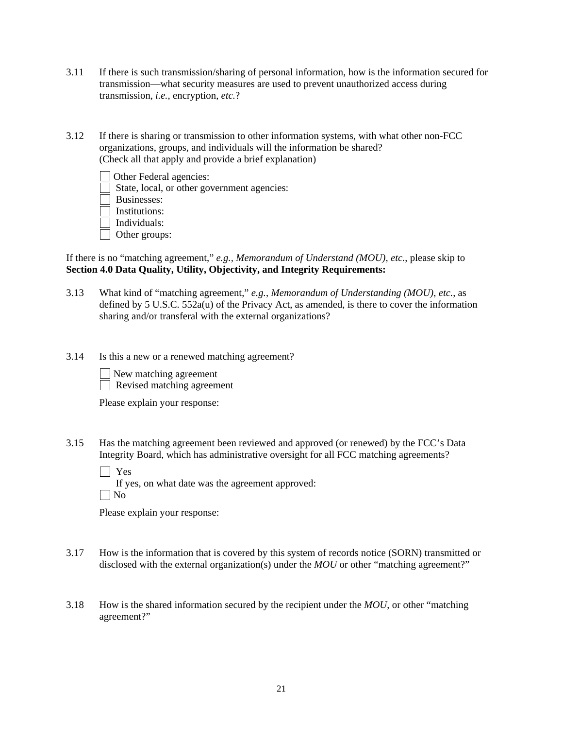3.11 If there is such transmission/sharing of personal information, how is the information secured for transmission—what security measures are used to prevent unauthorized access during transmission, *i.e.*, encryption, *etc.*?

3.12 If there is sharing or transmission to other information systems, with what other non-FCC organizations, groups, and individuals will the information be shared? (Check all that apply and provide a brief explanation)

☐ Other Federal agencies:
☐ State, local, or other government agencies:
☐ Businesses:
☐ Institutions:
☐ Individuals:
☐ Other groups:

If there is no "matching agreement," *e.g., Memorandum of Understand (MOU), etc*., please skip to **Section 4.0 Data Quality, Utility, Objectivity, and Integrity Requirements:**

3.13 What kind of "matching agreement," *e.g., Memorandum of Understanding (MOU), etc.*, as defined by 5 U.S.C. 552a(u) of the Privacy Act, as amended, is there to cover the information sharing and/or transferal with the external organizations?

3.14 Is this a new or a renewed matching agreement?

☐ New matching agreement
☐ Revised matching agreement

Please explain your response:

3.15 Has the matching agreement been reviewed and approved (or renewed) by the FCC's Data Integrity Board, which has administrative oversight for all FCC matching agreements?

☐ Yes
If yes, on what date was the agreement approved:
☐ No

Please explain your response:

3.17 How is the information that is covered by this system of records notice (SORN) transmitted or disclosed with the external organization(s) under the *MOU* or other "matching agreement?"

3.18 How is the shared information secured by the recipient under the *MOU*, or other "matching agreement?"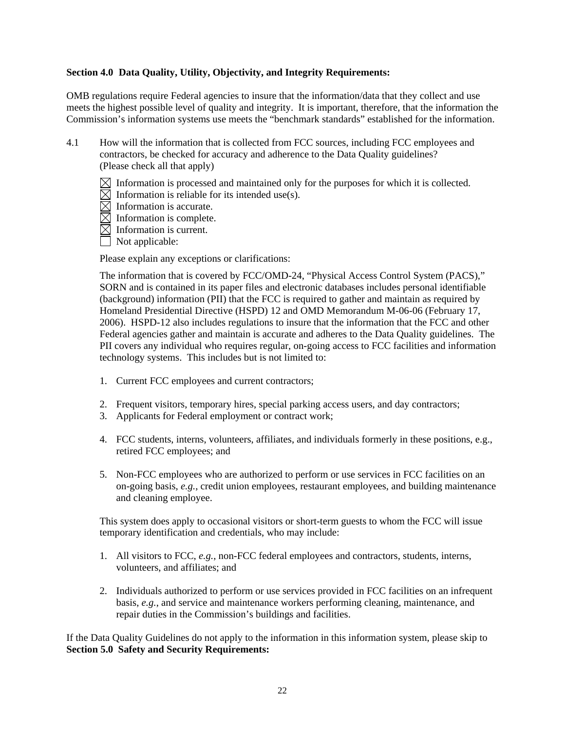**Section 4.0 Data Quality, Utility, Objectivity, and Integrity Requirements:**

OMB regulations require Federal agencies to insure that the information/data that they collect and use meets the highest possible level of quality and integrity. It is important, therefore, that the information the Commission's information systems use meets the "benchmark standards" established for the information.

4.1 How will the information that is collected from FCC sources, including FCC employees and contractors, be checked for accuracy and adherence to the Data Quality guidelines? (Please check all that apply)

- ☒ Information is processed and maintained only for the purposes for which it is collected.
- ☒ Information is reliable for its intended use(s).
- ☒ Information is accurate.
- ☒ Information is complete.
- ☒ Information is current.
- ☐ Not applicable:

Please explain any exceptions or clarifications:

The information that is covered by FCC/OMD-24, "Physical Access Control System (PACS)," SORN and is contained in its paper files and electronic databases includes personal identifiable (background) information (PII) that the FCC is required to gather and maintain as required by Homeland Presidential Directive (HSPD) 12 and OMD Memorandum M-06-06 (February 17, 2006). HSPD-12 also includes regulations to insure that the information that the FCC and other Federal agencies gather and maintain is accurate and adheres to the Data Quality guidelines. The PII covers any individual who requires regular, on-going access to FCC facilities and information technology systems. This includes but is not limited to:

1. Current FCC employees and current contractors;
2. Frequent visitors, temporary hires, special parking access users, and day contractors;
3. Applicants for Federal employment or contract work;
4. FCC students, interns, volunteers, affiliates, and individuals formerly in these positions, e.g., retired FCC employees; and
5. Non-FCC employees who are authorized to perform or use services in FCC facilities on an on-going basis, *e.g.*, credit union employees, restaurant employees, and building maintenance and cleaning employee.

This system does apply to occasional visitors or short-term guests to whom the FCC will issue temporary identification and credentials, who may include:

1. All visitors to FCC, *e.g.*, non-FCC federal employees and contractors, students, interns, volunteers, and affiliates; and
2. Individuals authorized to perform or use services provided in FCC facilities on an infrequent basis, *e.g.*, and service and maintenance workers performing cleaning, maintenance, and repair duties in the Commission's buildings and facilities.

If the Data Quality Guidelines do not apply to the information in this information system, please skip to **Section 5.0 Safety and Security Requirements:**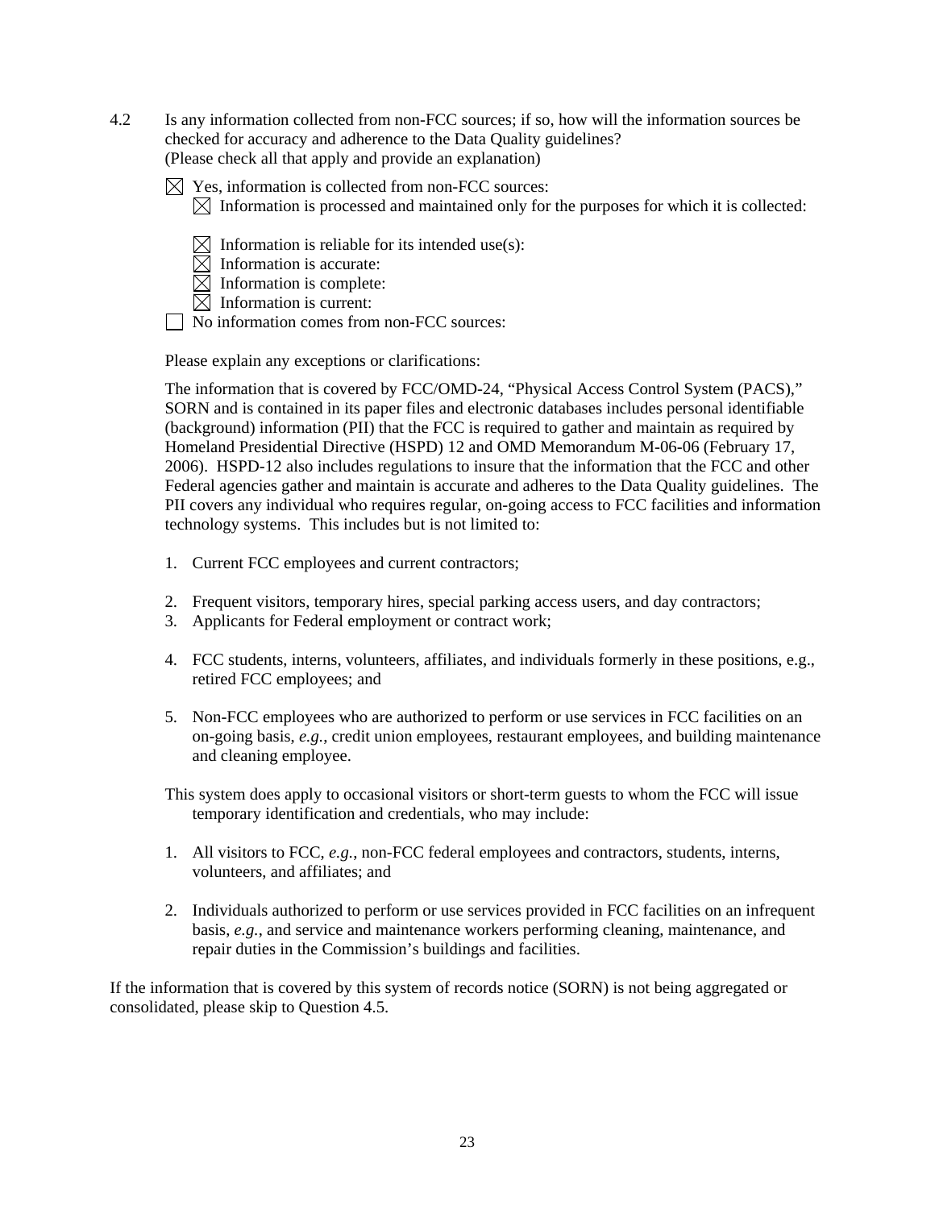4.2 Is any information collected from non-FCC sources; if so, how will the information sources be checked for accuracy and adherence to the Data Quality guidelines?
(Please check all that apply and provide an explanation)

☒ Yes, information is collected from non-FCC sources:
- ☒ Information is processed and maintained only for the purposes for which it is collected:
- ☒ Information is reliable for its intended use(s):
- ☒ Information is accurate:
- ☒ Information is complete:
- ☒ Information is current:

☐ No information comes from non-FCC sources:

Please explain any exceptions or clarifications:

The information that is covered by FCC/OMD-24, "Physical Access Control System (PACS)," SORN and is contained in its paper files and electronic databases includes personal identifiable (background) information (PII) that the FCC is required to gather and maintain as required by Homeland Presidential Directive (HSPD) 12 and OMD Memorandum M-06-06 (February 17, 2006). HSPD-12 also includes regulations to insure that the information that the FCC and other Federal agencies gather and maintain is accurate and adheres to the Data Quality guidelines. The PII covers any individual who requires regular, on-going access to FCC facilities and information technology systems. This includes but is not limited to:

1. Current FCC employees and current contractors;
2. Frequent visitors, temporary hires, special parking access users, and day contractors;
3. Applicants for Federal employment or contract work;
4. FCC students, interns, volunteers, affiliates, and individuals formerly in these positions, e.g., retired FCC employees; and
5. Non-FCC employees who are authorized to perform or use services in FCC facilities on an on-going basis, *e.g.*, credit union employees, restaurant employees, and building maintenance and cleaning employee.

This system does apply to occasional visitors or short-term guests to whom the FCC will issue temporary identification and credentials, who may include:

1. All visitors to FCC, *e.g.*, non-FCC federal employees and contractors, students, interns, volunteers, and affiliates; and
2. Individuals authorized to perform or use services provided in FCC facilities on an infrequent basis, *e.g.*, and service and maintenance workers performing cleaning, maintenance, and repair duties in the Commission's buildings and facilities.

If the information that is covered by this system of records notice (SORN) is not being aggregated or consolidated, please skip to Question 4.5.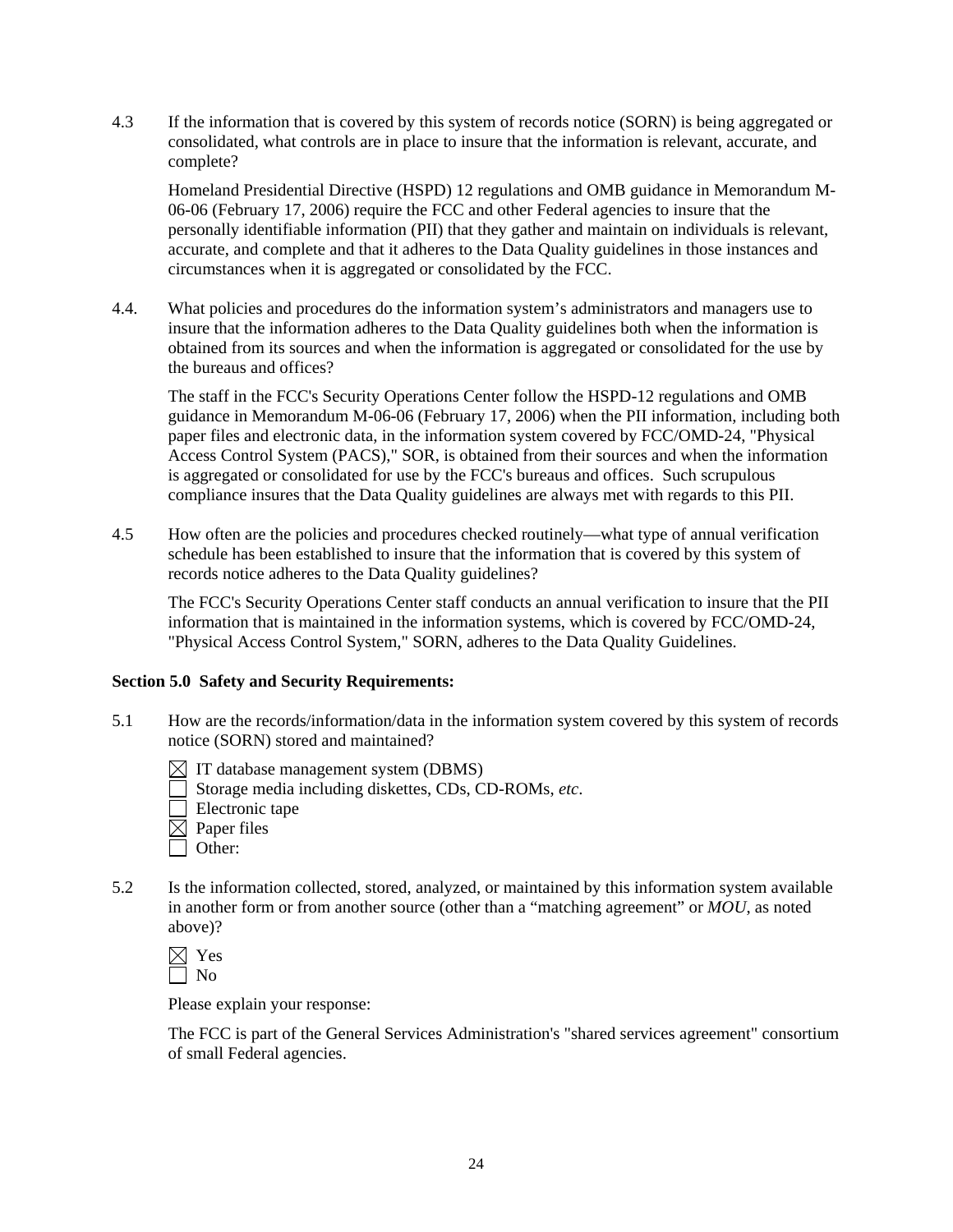4.3 If the information that is covered by this system of records notice (SORN) is being aggregated or consolidated, what controls are in place to insure that the information is relevant, accurate, and complete?

Homeland Presidential Directive (HSPD) 12 regulations and OMB guidance in Memorandum M-06-06 (February 17, 2006) require the FCC and other Federal agencies to insure that the personally identifiable information (PII) that they gather and maintain on individuals is relevant, accurate, and complete and that it adheres to the Data Quality guidelines in those instances and circumstances when it is aggregated or consolidated by the FCC.

4.4. What policies and procedures do the information system's administrators and managers use to insure that the information adheres to the Data Quality guidelines both when the information is obtained from its sources and when the information is aggregated or consolidated for the use by the bureaus and offices?

The staff in the FCC's Security Operations Center follow the HSPD-12 regulations and OMB guidance in Memorandum M-06-06 (February 17, 2006) when the PII information, including both paper files and electronic data, in the information system covered by FCC/OMD-24, "Physical Access Control System (PACS)," SOR, is obtained from their sources and when the information is aggregated or consolidated for use by the FCC's bureaus and offices. Such scrupulous compliance insures that the Data Quality guidelines are always met with regards to this PII.

4.5 How often are the policies and procedures checked routinely—what type of annual verification schedule has been established to insure that the information that is covered by this system of records notice adheres to the Data Quality guidelines?

The FCC's Security Operations Center staff conducts an annual verification to insure that the PII information that is maintained in the information systems, which is covered by FCC/OMD-24, "Physical Access Control System," SORN, adheres to the Data Quality Guidelines.

**Section 5.0 Safety and Security Requirements:**

5.1 How are the records/information/data in the information system covered by this system of records notice (SORN) stored and maintained?

☒ IT database management system (DBMS)
☐ Storage media including diskettes, CDs, CD-ROMs, *etc*.
☐ Electronic tape
☒ Paper files
☐ Other:

5.2 Is the information collected, stored, analyzed, or maintained by this information system available in another form or from another source (other than a "matching agreement" or *MOU*, as noted above)?

☒ Yes
☐ No

Please explain your response:

The FCC is part of the General Services Administration's "shared services agreement" consortium of small Federal agencies.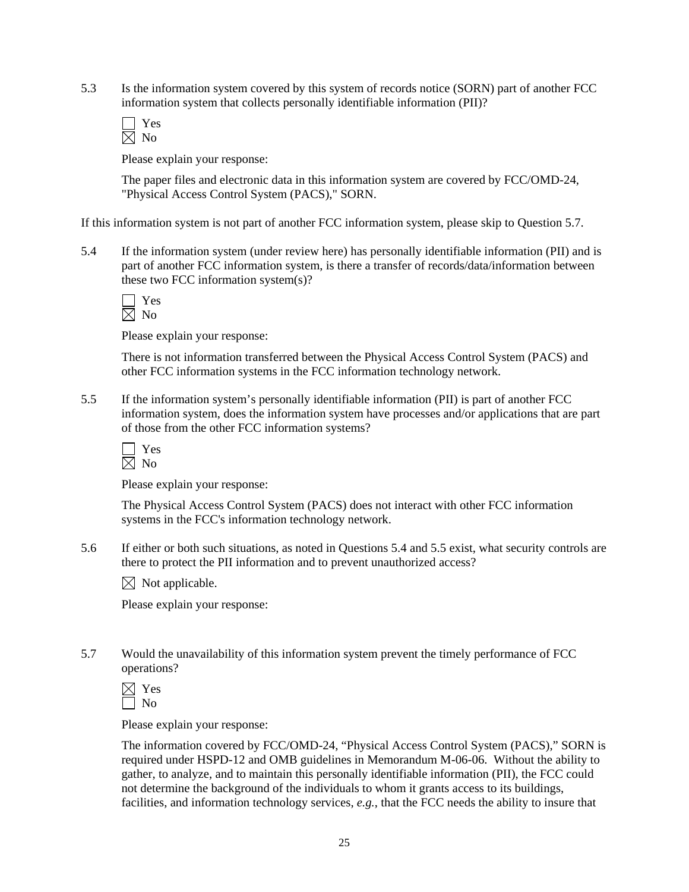5.3 Is the information system covered by this system of records notice (SORN) part of another FCC information system that collects personally identifiable information (PII)?

☐ Yes
☒ No

Please explain your response:

The paper files and electronic data in this information system are covered by FCC/OMD-24, "Physical Access Control System (PACS)," SORN.

If this information system is not part of another FCC information system, please skip to Question 5.7.

5.4 If the information system (under review here) has personally identifiable information (PII) and is part of another FCC information system, is there a transfer of records/data/information between these two FCC information system(s)?

☐ Yes
☒ No

Please explain your response:

There is not information transferred between the Physical Access Control System (PACS) and other FCC information systems in the FCC information technology network.

5.5 If the information system's personally identifiable information (PII) is part of another FCC information system, does the information system have processes and/or applications that are part of those from the other FCC information systems?

☐ Yes
☒ No

Please explain your response:

The Physical Access Control System (PACS) does not interact with other FCC information systems in the FCC's information technology network.

5.6 If either or both such situations, as noted in Questions 5.4 and 5.5 exist, what security controls are there to protect the PII information and to prevent unauthorized access?

☒ Not applicable.

Please explain your response:

5.7 Would the unavailability of this information system prevent the timely performance of FCC operations?

☒ Yes
☐ No

Please explain your response:

The information covered by FCC/OMD-24, "Physical Access Control System (PACS)," SORN is required under HSPD-12 and OMB guidelines in Memorandum M-06-06. Without the ability to gather, to analyze, and to maintain this personally identifiable information (PII), the FCC could not determine the background of the individuals to whom it grants access to its buildings, facilities, and information technology services, *e.g.*, that the FCC needs the ability to insure that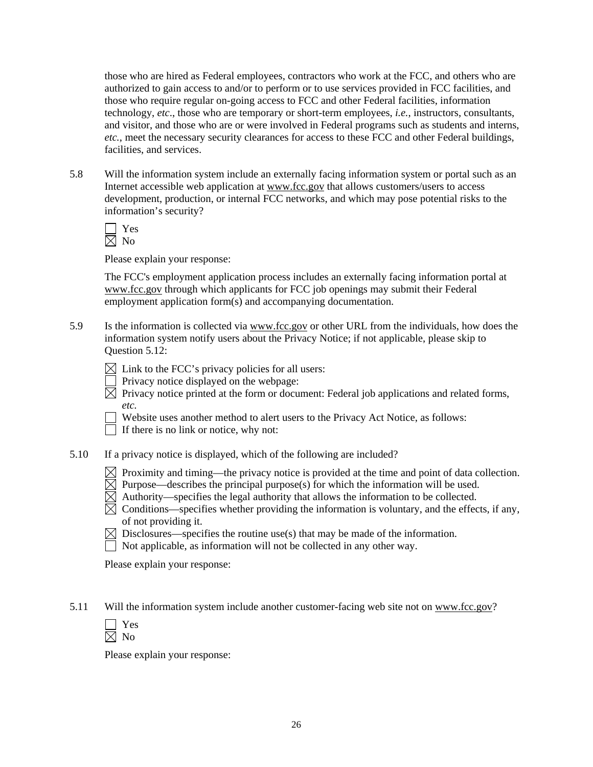those who are hired as Federal employees, contractors who work at the FCC, and others who are authorized to gain access to and/or to perform or to use services provided in FCC facilities, and those who require regular on-going access to FCC and other Federal facilities, information technology, *etc*., those who are temporary or short-term employees, *i.e.*, instructors, consultants, and visitor, and those who are or were involved in Federal programs such as students and interns, *etc.*, meet the necessary security clearances for access to these FCC and other Federal buildings, facilities, and services.

5.8 Will the information system include an externally facing information system or portal such as an Internet accessible web application at www.fcc.gov that allows customers/users to access development, production, or internal FCC networks, and which may pose potential risks to the information's security?

☐ Yes
☒ No

Please explain your response:

The FCC's employment application process includes an externally facing information portal at www.fcc.gov through which applicants for FCC job openings may submit their Federal employment application form(s) and accompanying documentation.

5.9 Is the information is collected via www.fcc.gov or other URL from the individuals, how does the information system notify users about the Privacy Notice; if not applicable, please skip to Question 5.12:

☒ Link to the FCC's privacy policies for all users:
☐ Privacy notice displayed on the webpage:
☒ Privacy notice printed at the form or document: Federal job applications and related forms, *etc.*
☐ Website uses another method to alert users to the Privacy Act Notice, as follows:
☐ If there is no link or notice, why not:

5.10 If a privacy notice is displayed, which of the following are included?

☒ Proximity and timing—the privacy notice is provided at the time and point of data collection.
☒ Purpose—describes the principal purpose(s) for which the information will be used.
☒ Authority—specifies the legal authority that allows the information to be collected.
☒ Conditions—specifies whether providing the information is voluntary, and the effects, if any, of not providing it.
☒ Disclosures—specifies the routine use(s) that may be made of the information.
☐ Not applicable, as information will not be collected in any other way.

Please explain your response:

5.11 Will the information system include another customer-facing web site not on www.fcc.gov?

☐ Yes
☒ No

Please explain your response: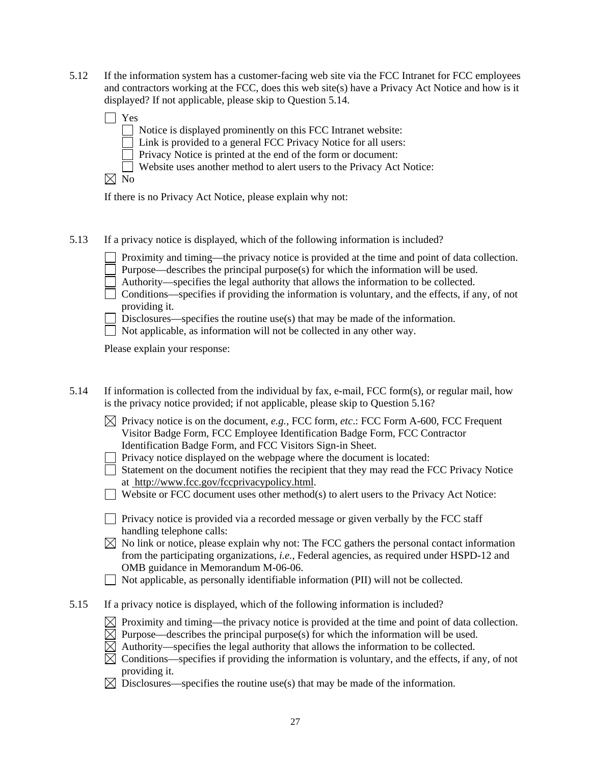5.12 If the information system has a customer-facing web site via the FCC Intranet for FCC employees and contractors working at the FCC, does this web site(s) have a Privacy Act Notice and how is it displayed? If not applicable, please skip to Question 5.14.

- ☐ Yes
  - ☐ Notice is displayed prominently on this FCC Intranet website:
  - ☐ Link is provided to a general FCC Privacy Notice for all users:
  - ☐ Privacy Notice is printed at the end of the form or document:
  - ☐ Website uses another method to alert users to the Privacy Act Notice:
- ☒ No

If there is no Privacy Act Notice, please explain why not:

5.13 If a privacy notice is displayed, which of the following information is included?

- ☐ Proximity and timing—the privacy notice is provided at the time and point of data collection.
- ☐ Purpose—describes the principal purpose(s) for which the information will be used.
- ☐ Authority—specifies the legal authority that allows the information to be collected.
- ☐ Conditions—specifies if providing the information is voluntary, and the effects, if any, of not providing it.
- ☐ Disclosures—specifies the routine use(s) that may be made of the information.
- ☐ Not applicable, as information will not be collected in any other way.

Please explain your response:

5.14 If information is collected from the individual by fax, e-mail, FCC form(s), or regular mail, how is the privacy notice provided; if not applicable, please skip to Question 5.16?

- ☒ Privacy notice is on the document, *e.g.*, FCC form, *etc*.: FCC Form A-600, FCC Frequent Visitor Badge Form, FCC Employee Identification Badge Form, FCC Contractor Identification Badge Form, and FCC Visitors Sign-in Sheet.
- ☐ Privacy notice displayed on the webpage where the document is located:
- ☐ Statement on the document notifies the recipient that they may read the FCC Privacy Notice at http://www.fcc.gov/fccprivacypolicy.html.
- ☐ Website or FCC document uses other method(s) to alert users to the Privacy Act Notice:
- ☐ Privacy notice is provided via a recorded message or given verbally by the FCC staff handling telephone calls:
- ☒ No link or notice, please explain why not: The FCC gathers the personal contact information from the participating organizations, *i.e.*, Federal agencies, as required under HSPD-12 and OMB guidance in Memorandum M-06-06.
- ☐ Not applicable, as personally identifiable information (PII) will not be collected.

5.15 If a privacy notice is displayed, which of the following information is included?

- ☒ Proximity and timing—the privacy notice is provided at the time and point of data collection.
- ☒ Purpose—describes the principal purpose(s) for which the information will be used.
- ☒ Authority—specifies the legal authority that allows the information to be collected.
- ☒ Conditions—specifies if providing the information is voluntary, and the effects, if any, of not providing it.
- ☒ Disclosures—specifies the routine use(s) that may be made of the information.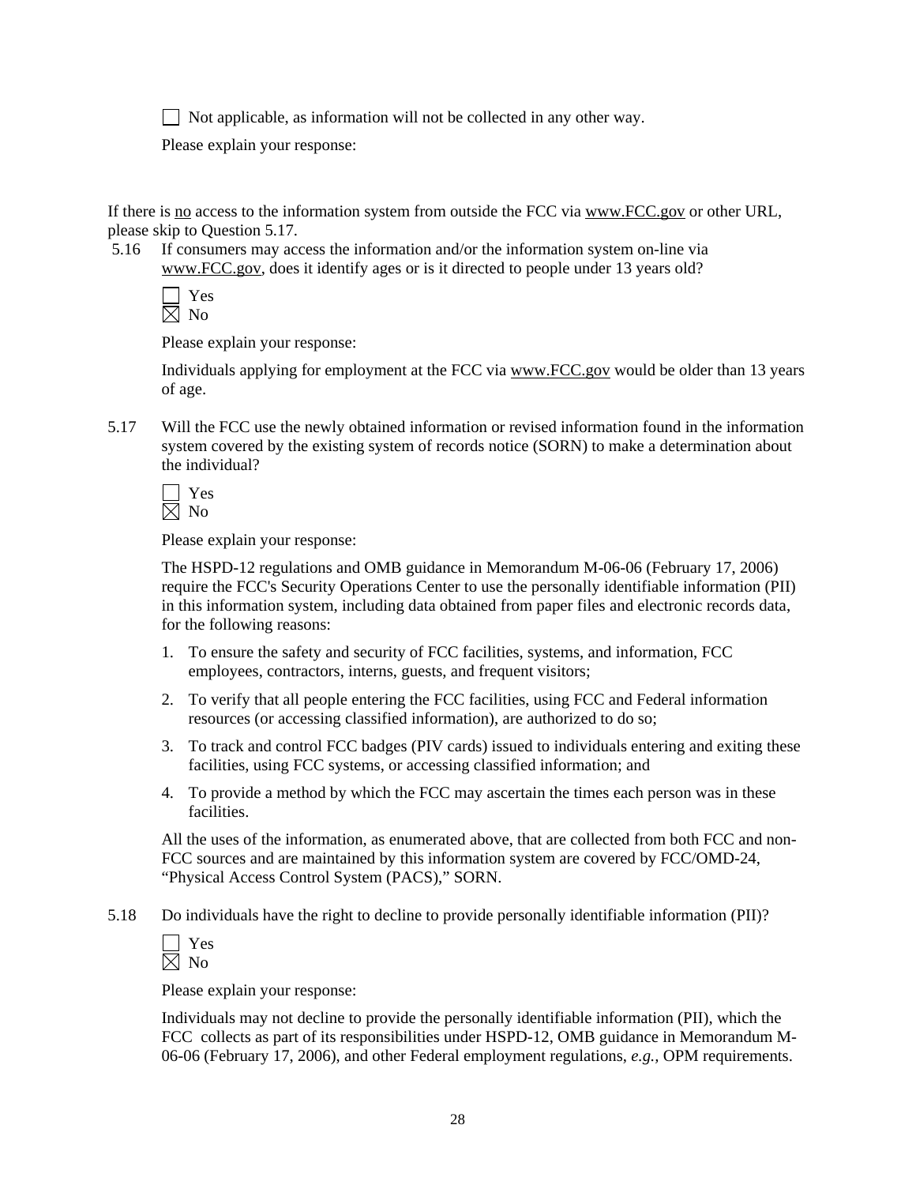☐ Not applicable, as information will not be collected in any other way.

Please explain your response:

If there is <u>no</u> access to the information system from outside the FCC via www.FCC.gov or other URL, please skip to Question 5.17.

5.16 If consumers may access the information and/or the information system on-line via www.FCC.gov, does it identify ages or is it directed to people under 13 years old?

☐ Yes
☒ No

Please explain your response:

Individuals applying for employment at the FCC via www.FCC.gov would be older than 13 years of age.

5.17 Will the FCC use the newly obtained information or revised information found in the information system covered by the existing system of records notice (SORN) to make a determination about the individual?

☐ Yes
☒ No

Please explain your response:

The HSPD-12 regulations and OMB guidance in Memorandum M-06-06 (February 17, 2006) require the FCC's Security Operations Center to use the personally identifiable information (PII) in this information system, including data obtained from paper files and electronic records data, for the following reasons:

1. To ensure the safety and security of FCC facilities, systems, and information, FCC employees, contractors, interns, guests, and frequent visitors;
2. To verify that all people entering the FCC facilities, using FCC and Federal information resources (or accessing classified information), are authorized to do so;
3. To track and control FCC badges (PIV cards) issued to individuals entering and exiting these facilities, using FCC systems, or accessing classified information; and
4. To provide a method by which the FCC may ascertain the times each person was in these facilities.

All the uses of the information, as enumerated above, that are collected from both FCC and non-FCC sources and are maintained by this information system are covered by FCC/OMD-24, "Physical Access Control System (PACS)," SORN.

5.18 Do individuals have the right to decline to provide personally identifiable information (PII)?

☐ Yes
☒ No

Please explain your response:

Individuals may not decline to provide the personally identifiable information (PII), which the FCC collects as part of its responsibilities under HSPD-12, OMB guidance in Memorandum M-06-06 (February 17, 2006), and other Federal employment regulations, *e.g.,* OPM requirements.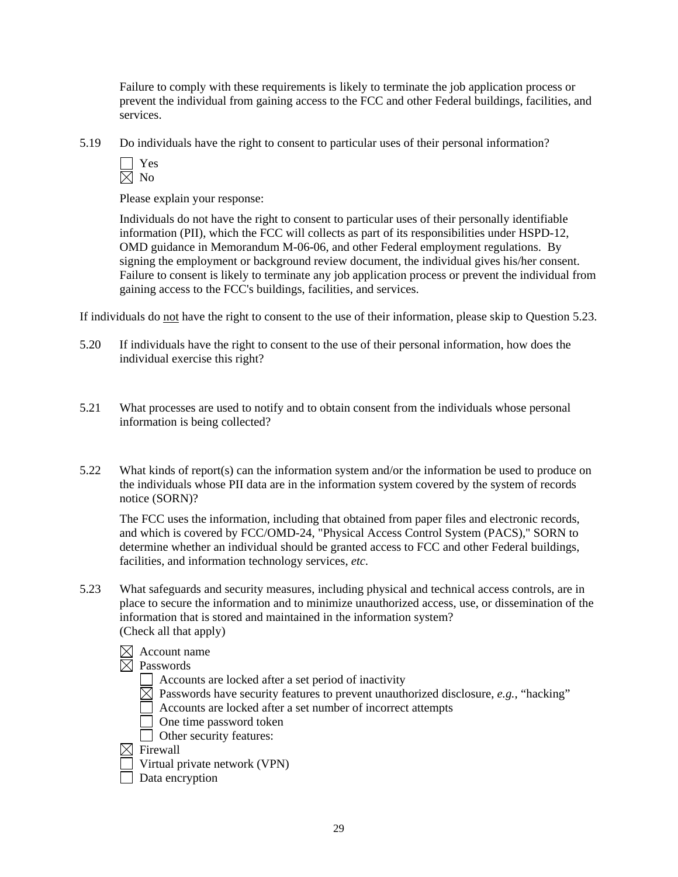Failure to comply with these requirements is likely to terminate the job application process or prevent the individual from gaining access to the FCC and other Federal buildings, facilities, and services.

5.19 Do individuals have the right to consent to particular uses of their personal information?

☐ Yes
☒ No

Please explain your response:

Individuals do not have the right to consent to particular uses of their personally identifiable information (PII), which the FCC will collects as part of its responsibilities under HSPD-12, OMD guidance in Memorandum M-06-06, and other Federal employment regulations. By signing the employment or background review document, the individual gives his/her consent. Failure to consent is likely to terminate any job application process or prevent the individual from gaining access to the FCC's buildings, facilities, and services.

If individuals do <u>not</u> have the right to consent to the use of their information, please skip to Question 5.23.

5.20 If individuals have the right to consent to the use of their personal information, how does the individual exercise this right?

5.21 What processes are used to notify and to obtain consent from the individuals whose personal information is being collected?

5.22 What kinds of report(s) can the information system and/or the information be used to produce on the individuals whose PII data are in the information system covered by the system of records notice (SORN)?

The FCC uses the information, including that obtained from paper files and electronic records, and which is covered by FCC/OMD-24, "Physical Access Control System (PACS)," SORN to determine whether an individual should be granted access to FCC and other Federal buildings, facilities, and information technology services, *etc*.

5.23 What safeguards and security measures, including physical and technical access controls, are in place to secure the information and to minimize unauthorized access, use, or dissemination of the information that is stored and maintained in the information system?
(Check all that apply)

☒ Account name
☒ Passwords
  ☐ Accounts are locked after a set period of inactivity
  ☒ Passwords have security features to prevent unauthorized disclosure, *e.g.*, "hacking"
  ☐ Accounts are locked after a set number of incorrect attempts
  ☐ One time password token
  ☐ Other security features:
☒ Firewall
☐ Virtual private network (VPN)
☐ Data encryption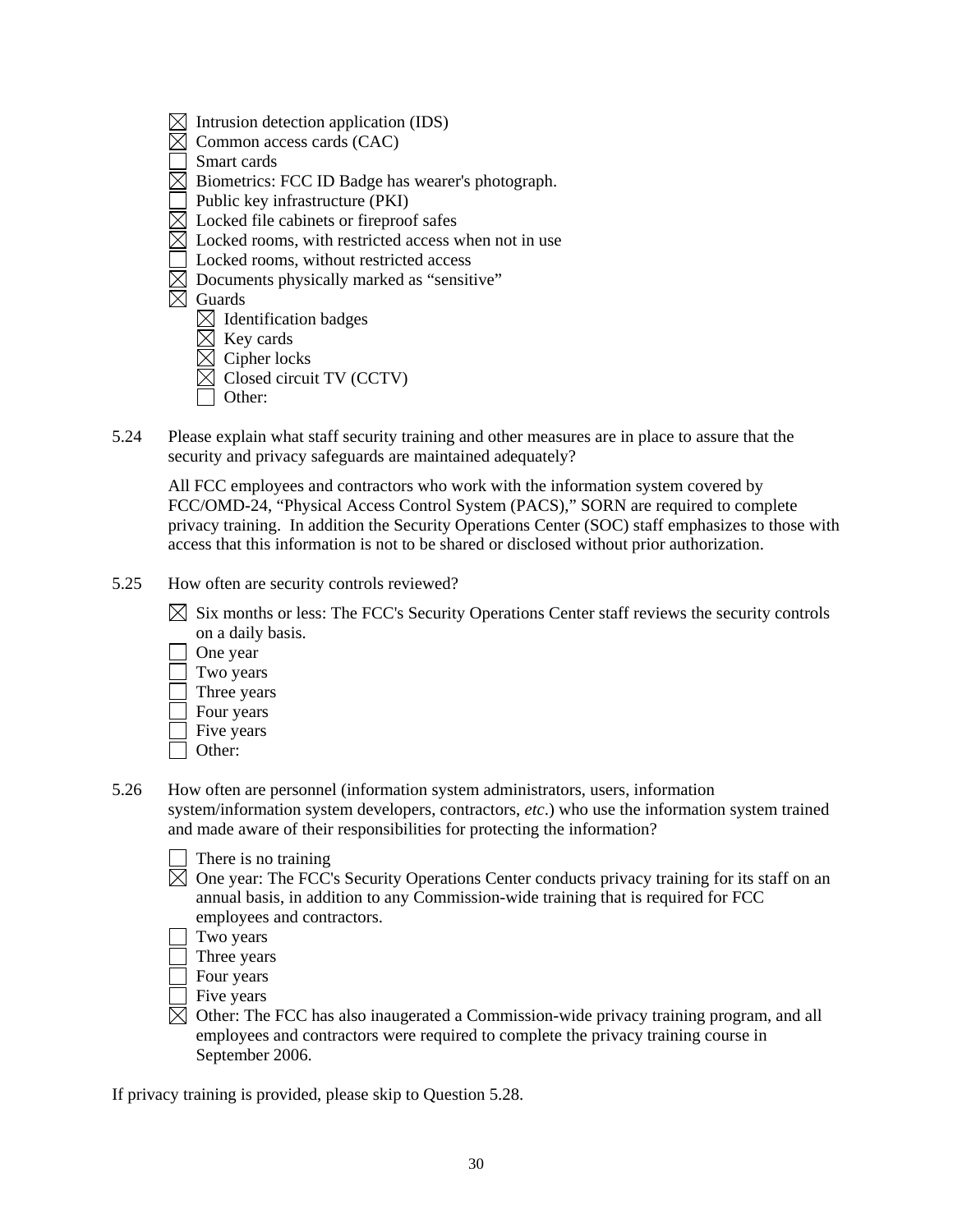- ☒ Intrusion detection application (IDS)
- ☒ Common access cards (CAC)
- ☐ Smart cards
- ☒ Biometrics: FCC ID Badge has wearer's photograph.
- ☐ Public key infrastructure (PKI)
- ☒ Locked file cabinets or fireproof safes
- ☒ Locked rooms, with restricted access when not in use
- ☐ Locked rooms, without restricted access
- ☒ Documents physically marked as "sensitive"
- ☒ Guards
    - ☒ Identification badges
    - ☒ Key cards
    - ☒ Cipher locks
    - ☒ Closed circuit TV (CCTV)
    - ☐ Other:

5.24 Please explain what staff security training and other measures are in place to assure that the security and privacy safeguards are maintained adequately?

All FCC employees and contractors who work with the information system covered by FCC/OMD-24, "Physical Access Control System (PACS)," SORN are required to complete privacy training. In addition the Security Operations Center (SOC) staff emphasizes to those with access that this information is not to be shared or disclosed without prior authorization.

5.25 How often are security controls reviewed?

- ☒ Six months or less: The FCC's Security Operations Center staff reviews the security controls on a daily basis.
- ☐ One year
- ☐ Two years
- ☐ Three years
- ☐ Four years
- ☐ Five years
- ☐ Other:

5.26 How often are personnel (information system administrators, users, information system/information system developers, contractors, *etc*.) who use the information system trained and made aware of their responsibilities for protecting the information?

- ☐ There is no training
- ☒ One year: The FCC's Security Operations Center conducts privacy training for its staff on an annual basis, in addition to any Commission-wide training that is required for FCC employees and contractors.
- ☐ Two years
- ☐ Three years
- ☐ Four years
- ☐ Five years
- ☒ Other: The FCC has also inaugerated a Commission-wide privacy training program, and all employees and contractors were required to complete the privacy training course in September 2006.

If privacy training is provided, please skip to Question 5.28.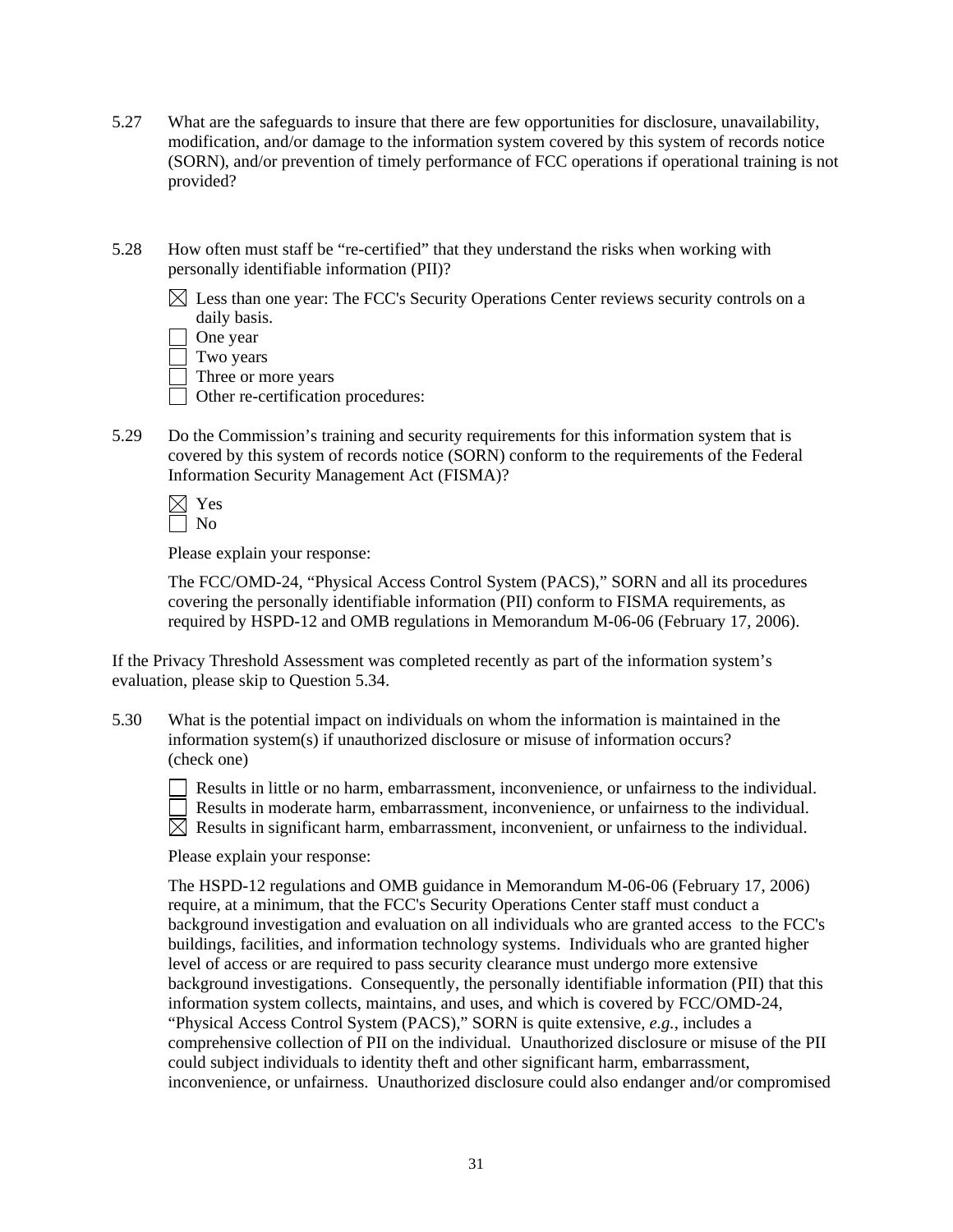5.27 What are the safeguards to insure that there are few opportunities for disclosure, unavailability, modification, and/or damage to the information system covered by this system of records notice (SORN), and/or prevention of timely performance of FCC operations if operational training is not provided?

5.28 How often must staff be "re-certified" that they understand the risks when working with personally identifiable information (PII)?

☒ Less than one year: The FCC's Security Operations Center reviews security controls on a daily basis.
☐ One year
☐ Two years
☐ Three or more years
☐ Other re-certification procedures:

5.29 Do the Commission's training and security requirements for this information system that is covered by this system of records notice (SORN) conform to the requirements of the Federal Information Security Management Act (FISMA)?

☒ Yes
☐ No

Please explain your response:

The FCC/OMD-24, "Physical Access Control System (PACS)," SORN and all its procedures covering the personally identifiable information (PII) conform to FISMA requirements, as required by HSPD-12 and OMB regulations in Memorandum M-06-06 (February 17, 2006).

If the Privacy Threshold Assessment was completed recently as part of the information system's evaluation, please skip to Question 5.34.

5.30 What is the potential impact on individuals on whom the information is maintained in the information system(s) if unauthorized disclosure or misuse of information occurs? (check one)

☐ Results in little or no harm, embarrassment, inconvenience, or unfairness to the individual.
☐ Results in moderate harm, embarrassment, inconvenience, or unfairness to the individual.
☒ Results in significant harm, embarrassment, inconvenient, or unfairness to the individual.

Please explain your response:

The HSPD-12 regulations and OMB guidance in Memorandum M-06-06 (February 17, 2006) require, at a minimum, that the FCC's Security Operations Center staff must conduct a background investigation and evaluation on all individuals who are granted access to the FCC's buildings, facilities, and information technology systems. Individuals who are granted higher level of access or are required to pass security clearance must undergo more extensive background investigations. Consequently, the personally identifiable information (PII) that this information system collects, maintains, and uses, and which is covered by FCC/OMD-24, "Physical Access Control System (PACS)," SORN is quite extensive, *e.g.*, includes a comprehensive collection of PII on the individual. Unauthorized disclosure or misuse of the PII could subject individuals to identity theft and other significant harm, embarrassment, inconvenience, or unfairness. Unauthorized disclosure could also endanger and/or compromised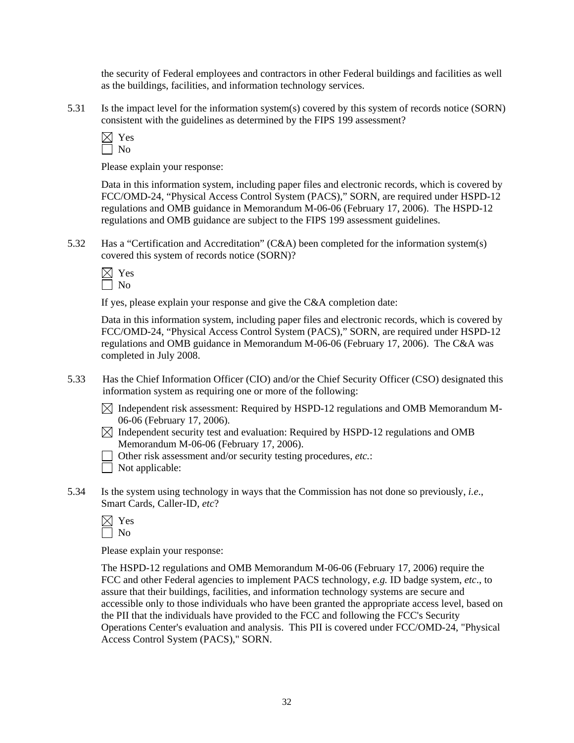the security of Federal employees and contractors in other Federal buildings and facilities as well as the buildings, facilities, and information technology services.

5.31 Is the impact level for the information system(s) covered by this system of records notice (SORN) consistent with the guidelines as determined by the FIPS 199 assessment?

☒ Yes
☐ No

Please explain your response:

Data in this information system, including paper files and electronic records, which is covered by FCC/OMD-24, "Physical Access Control System (PACS)," SORN, are required under HSPD-12 regulations and OMB guidance in Memorandum M-06-06 (February 17, 2006). The HSPD-12 regulations and OMB guidance are subject to the FIPS 199 assessment guidelines.

5.32 Has a "Certification and Accreditation" (C&A) been completed for the information system(s) covered this system of records notice (SORN)?

☒ Yes
☐ No

If yes, please explain your response and give the C&A completion date:

Data in this information system, including paper files and electronic records, which is covered by FCC/OMD-24, "Physical Access Control System (PACS)," SORN, are required under HSPD-12 regulations and OMB guidance in Memorandum M-06-06 (February 17, 2006). The C&A was completed in July 2008.

5.33 Has the Chief Information Officer (CIO) and/or the Chief Security Officer (CSO) designated this information system as requiring one or more of the following:

☒ Independent risk assessment: Required by HSPD-12 regulations and OMB Memorandum M-06-06 (February 17, 2006).
☒ Independent security test and evaluation: Required by HSPD-12 regulations and OMB Memorandum M-06-06 (February 17, 2006).
☐ Other risk assessment and/or security testing procedures, *etc.*:
☐ Not applicable:

5.34 Is the system using technology in ways that the Commission has not done so previously, *i.e*., Smart Cards, Caller-ID, *etc*?

☒ Yes
☐ No

Please explain your response:

The HSPD-12 regulations and OMB Memorandum M-06-06 (February 17, 2006) require the FCC and other Federal agencies to implement PACS technology, *e.g.* ID badge system, *etc*., to assure that their buildings, facilities, and information technology systems are secure and accessible only to those individuals who have been granted the appropriate access level, based on the PII that the individuals have provided to the FCC and following the FCC's Security Operations Center's evaluation and analysis. This PII is covered under FCC/OMD-24, "Physical Access Control System (PACS)," SORN.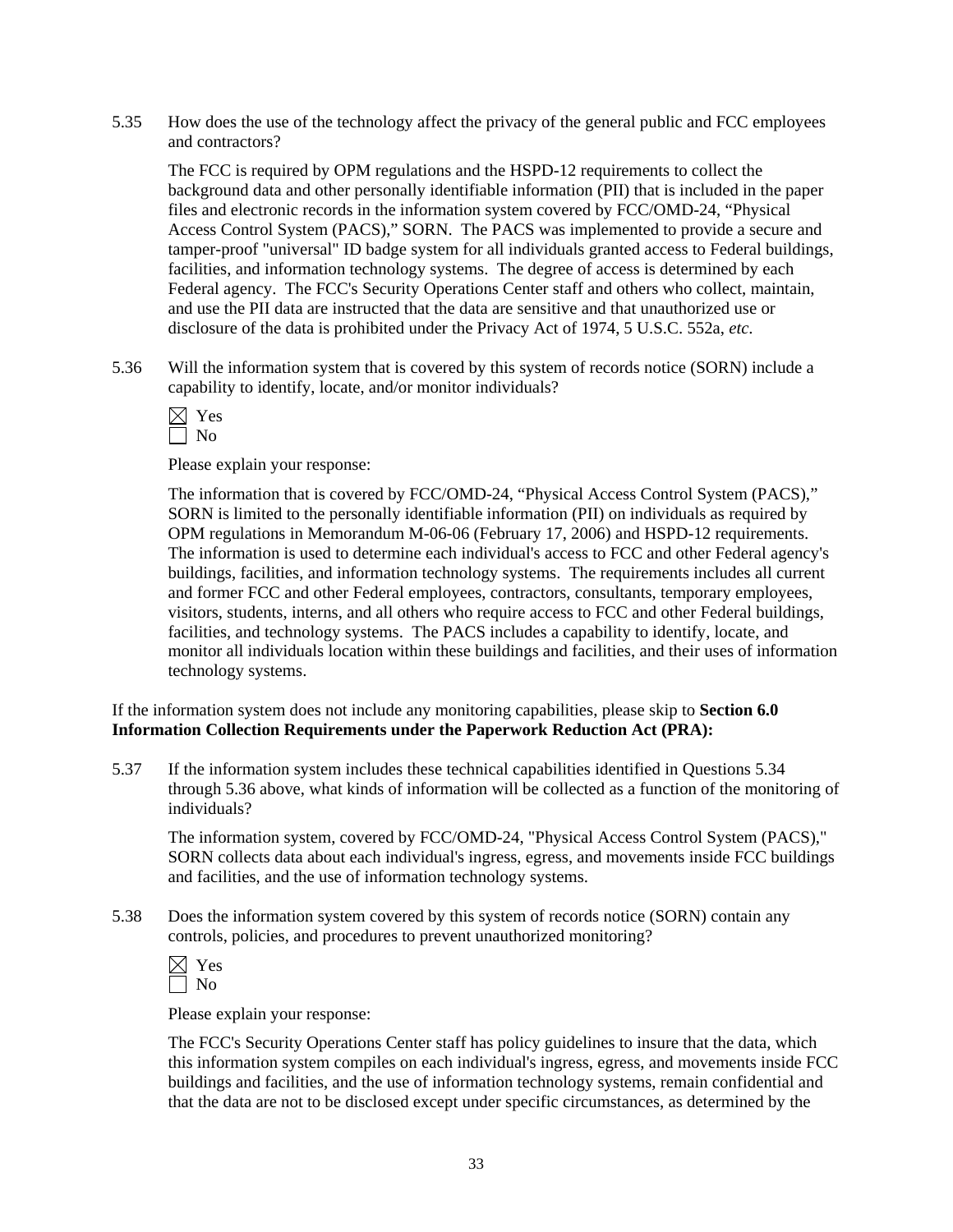5.35 How does the use of the technology affect the privacy of the general public and FCC employees and contractors?

The FCC is required by OPM regulations and the HSPD-12 requirements to collect the background data and other personally identifiable information (PII) that is included in the paper files and electronic records in the information system covered by FCC/OMD-24, "Physical Access Control System (PACS)," SORN. The PACS was implemented to provide a secure and tamper-proof "universal" ID badge system for all individuals granted access to Federal buildings, facilities, and information technology systems. The degree of access is determined by each Federal agency. The FCC's Security Operations Center staff and others who collect, maintain, and use the PII data are instructed that the data are sensitive and that unauthorized use or disclosure of the data is prohibited under the Privacy Act of 1974, 5 U.S.C. 552a, *etc.*

5.36 Will the information system that is covered by this system of records notice (SORN) include a capability to identify, locate, and/or monitor individuals?

☒ Yes
☐ No

Please explain your response:

The information that is covered by FCC/OMD-24, "Physical Access Control System (PACS)," SORN is limited to the personally identifiable information (PII) on individuals as required by OPM regulations in Memorandum M-06-06 (February 17, 2006) and HSPD-12 requirements. The information is used to determine each individual's access to FCC and other Federal agency's buildings, facilities, and information technology systems. The requirements includes all current and former FCC and other Federal employees, contractors, consultants, temporary employees, visitors, students, interns, and all others who require access to FCC and other Federal buildings, facilities, and technology systems. The PACS includes a capability to identify, locate, and monitor all individuals location within these buildings and facilities, and their uses of information technology systems.

If the information system does not include any monitoring capabilities, please skip to **Section 6.0 Information Collection Requirements under the Paperwork Reduction Act (PRA):**

5.37 If the information system includes these technical capabilities identified in Questions 5.34 through 5.36 above, what kinds of information will be collected as a function of the monitoring of individuals?

The information system, covered by FCC/OMD-24, "Physical Access Control System (PACS)," SORN collects data about each individual's ingress, egress, and movements inside FCC buildings and facilities, and the use of information technology systems.

5.38 Does the information system covered by this system of records notice (SORN) contain any controls, policies, and procedures to prevent unauthorized monitoring?

☒ Yes
☐ No

Please explain your response:

The FCC's Security Operations Center staff has policy guidelines to insure that the data, which this information system compiles on each individual's ingress, egress, and movements inside FCC buildings and facilities, and the use of information technology systems, remain confidential and that the data are not to be disclosed except under specific circumstances, as determined by the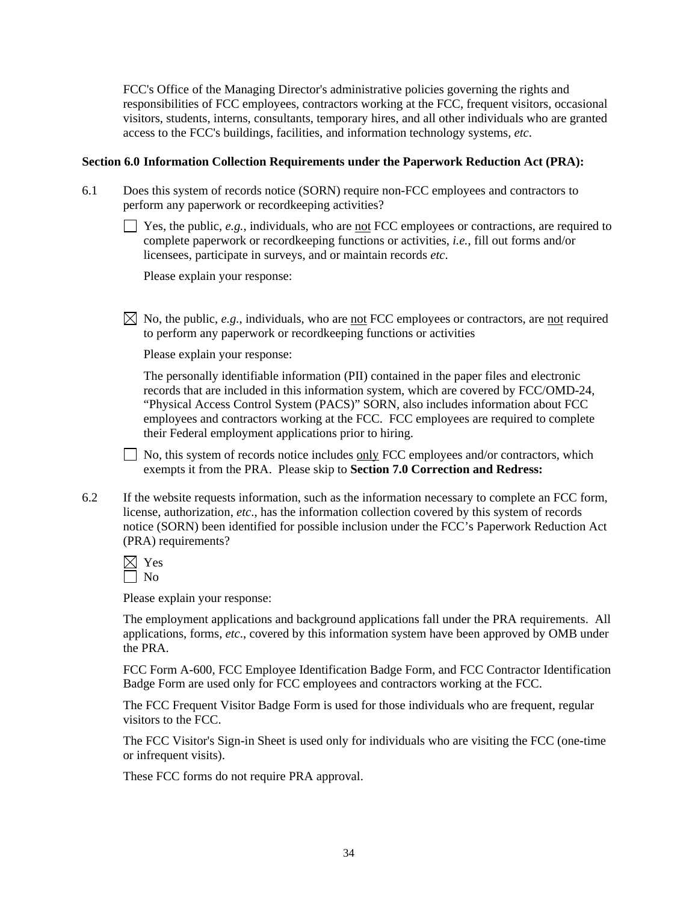FCC's Office of the Managing Director's administrative policies governing the rights and responsibilities of FCC employees, contractors working at the FCC, frequent visitors, occasional visitors, students, interns, consultants, temporary hires, and all other individuals who are granted access to the FCC's buildings, facilities, and information technology systems, *etc*.

**Section 6.0 Information Collection Requirements under the Paperwork Reduction Act (PRA):**

6.1 Does this system of records notice (SORN) require non-FCC employees and contractors to perform any paperwork or recordkeeping activities?

☐ Yes, the public, *e.g.*, individuals, who are not FCC employees or contractions, are required to complete paperwork or recordkeeping functions or activities, *i.e.*, fill out forms and/or licensees, participate in surveys, and or maintain records *etc*.

Please explain your response:

☒ No, the public, *e.g.*, individuals, who are not FCC employees or contractors, are not required to perform any paperwork or recordkeeping functions or activities

Please explain your response:

The personally identifiable information (PII) contained in the paper files and electronic records that are included in this information system, which are covered by FCC/OMD-24, "Physical Access Control System (PACS)" SORN, also includes information about FCC employees and contractors working at the FCC. FCC employees are required to complete their Federal employment applications prior to hiring.

☐ No, this system of records notice includes only FCC employees and/or contractors, which exempts it from the PRA. Please skip to **Section 7.0 Correction and Redress:**

6.2 If the website requests information, such as the information necessary to complete an FCC form, license, authorization, *etc*., has the information collection covered by this system of records notice (SORN) been identified for possible inclusion under the FCC's Paperwork Reduction Act (PRA) requirements?

☒ Yes
☐ No

Please explain your response:

The employment applications and background applications fall under the PRA requirements. All applications, forms, *etc*., covered by this information system have been approved by OMB under the PRA.

FCC Form A-600, FCC Employee Identification Badge Form, and FCC Contractor Identification Badge Form are used only for FCC employees and contractors working at the FCC.

The FCC Frequent Visitor Badge Form is used for those individuals who are frequent, regular visitors to the FCC.

The FCC Visitor's Sign-in Sheet is used only for individuals who are visiting the FCC (one-time or infrequent visits).

These FCC forms do not require PRA approval.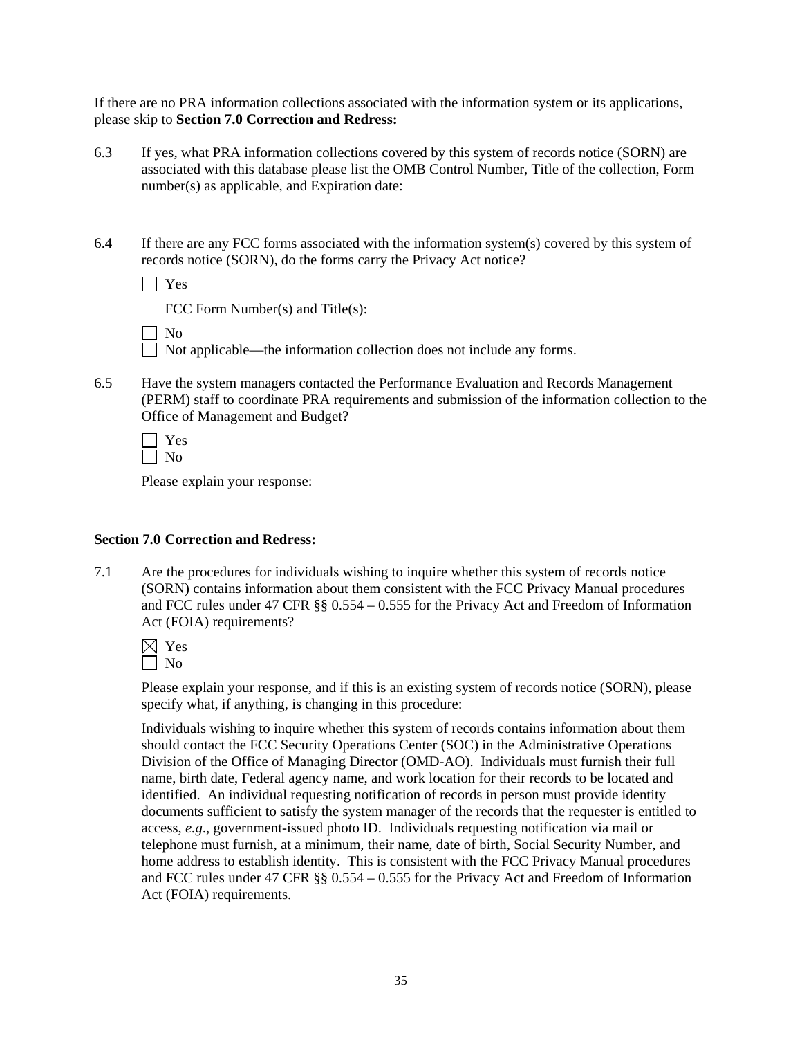If there are no PRA information collections associated with the information system or its applications, please skip to **Section 7.0 Correction and Redress:**

6.3 If yes, what PRA information collections covered by this system of records notice (SORN) are associated with this database please list the OMB Control Number, Title of the collection, Form number(s) as applicable, and Expiration date:

6.4 If there are any FCC forms associated with the information system(s) covered by this system of records notice (SORN), do the forms carry the Privacy Act notice?

☐ Yes

FCC Form Number(s) and Title(s):

☐ No
☐ Not applicable—the information collection does not include any forms.

6.5 Have the system managers contacted the Performance Evaluation and Records Management (PERM) staff to coordinate PRA requirements and submission of the information collection to the Office of Management and Budget?

☐ Yes
☐ No

Please explain your response:

**Section 7.0 Correction and Redress:**

7.1 Are the procedures for individuals wishing to inquire whether this system of records notice (SORN) contains information about them consistent with the FCC Privacy Manual procedures and FCC rules under 47 CFR §§ 0.554 – 0.555 for the Privacy Act and Freedom of Information Act (FOIA) requirements?

☒ Yes
☐ No

Please explain your response, and if this is an existing system of records notice (SORN), please specify what, if anything, is changing in this procedure:

Individuals wishing to inquire whether this system of records contains information about them should contact the FCC Security Operations Center (SOC) in the Administrative Operations Division of the Office of Managing Director (OMD-AO). Individuals must furnish their full name, birth date, Federal agency name, and work location for their records to be located and identified. An individual requesting notification of records in person must provide identity documents sufficient to satisfy the system manager of the records that the requester is entitled to access, *e.g*., government-issued photo ID. Individuals requesting notification via mail or telephone must furnish, at a minimum, their name, date of birth, Social Security Number, and home address to establish identity. This is consistent with the FCC Privacy Manual procedures and FCC rules under 47 CFR §§ 0.554 – 0.555 for the Privacy Act and Freedom of Information Act (FOIA) requirements.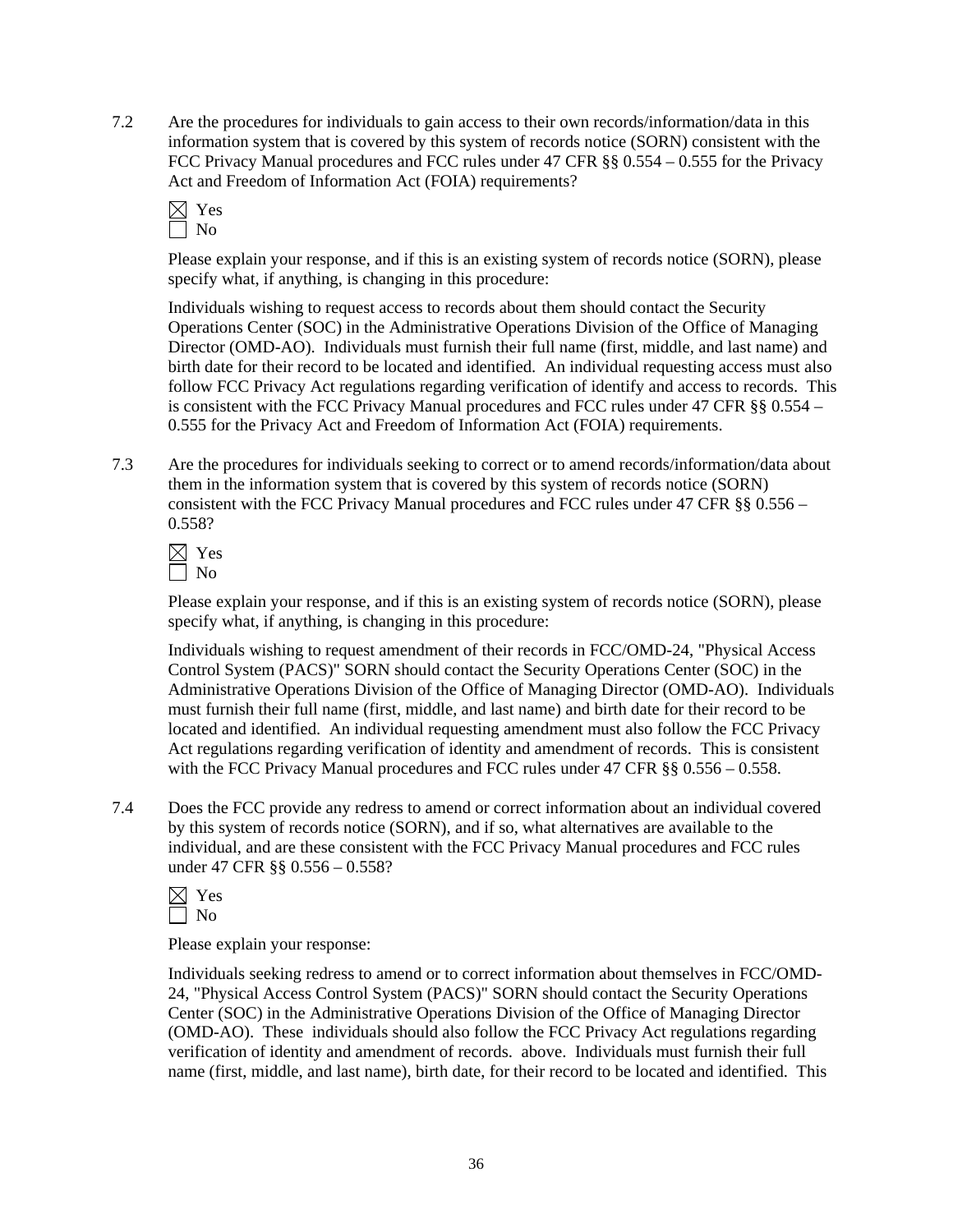7.2 Are the procedures for individuals to gain access to their own records/information/data in this information system that is covered by this system of records notice (SORN) consistent with the FCC Privacy Manual procedures and FCC rules under 47 CFR §§ 0.554 – 0.555 for the Privacy Act and Freedom of Information Act (FOIA) requirements?

☒ Yes
☐ No

Please explain your response, and if this is an existing system of records notice (SORN), please specify what, if anything, is changing in this procedure:

Individuals wishing to request access to records about them should contact the Security Operations Center (SOC) in the Administrative Operations Division of the Office of Managing Director (OMD-AO). Individuals must furnish their full name (first, middle, and last name) and birth date for their record to be located and identified. An individual requesting access must also follow FCC Privacy Act regulations regarding verification of identify and access to records. This is consistent with the FCC Privacy Manual procedures and FCC rules under 47 CFR §§ 0.554 – 0.555 for the Privacy Act and Freedom of Information Act (FOIA) requirements.

7.3 Are the procedures for individuals seeking to correct or to amend records/information/data about them in the information system that is covered by this system of records notice (SORN) consistent with the FCC Privacy Manual procedures and FCC rules under 47 CFR §§ 0.556 – 0.558?

☒ Yes
☐ No

Please explain your response, and if this is an existing system of records notice (SORN), please specify what, if anything, is changing in this procedure:

Individuals wishing to request amendment of their records in FCC/OMD-24, "Physical Access Control System (PACS)" SORN should contact the Security Operations Center (SOC) in the Administrative Operations Division of the Office of Managing Director (OMD-AO). Individuals must furnish their full name (first, middle, and last name) and birth date for their record to be located and identified. An individual requesting amendment must also follow the FCC Privacy Act regulations regarding verification of identity and amendment of records. This is consistent with the FCC Privacy Manual procedures and FCC rules under 47 CFR §§ 0.556 – 0.558.

7.4 Does the FCC provide any redress to amend or correct information about an individual covered by this system of records notice (SORN), and if so, what alternatives are available to the individual, and are these consistent with the FCC Privacy Manual procedures and FCC rules under 47 CFR §§ 0.556 – 0.558?

☒ Yes
☐ No

Please explain your response:

Individuals seeking redress to amend or to correct information about themselves in FCC/OMD-24, "Physical Access Control System (PACS)" SORN should contact the Security Operations Center (SOC) in the Administrative Operations Division of the Office of Managing Director (OMD-AO). These individuals should also follow the FCC Privacy Act regulations regarding verification of identity and amendment of records. above. Individuals must furnish their full name (first, middle, and last name), birth date, for their record to be located and identified. This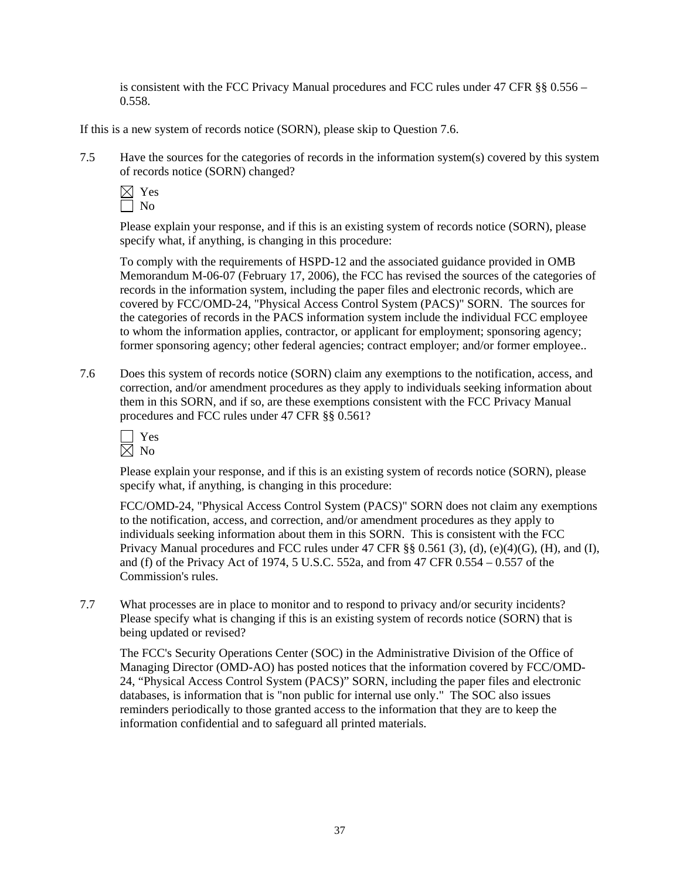is consistent with the FCC Privacy Manual procedures and FCC rules under 47 CFR §§ 0.556 – 0.558.

If this is a new system of records notice (SORN), please skip to Question 7.6.

7.5 Have the sources for the categories of records in the information system(s) covered by this system of records notice (SORN) changed?

☒ Yes
☐ No

Please explain your response, and if this is an existing system of records notice (SORN), please specify what, if anything, is changing in this procedure:

To comply with the requirements of HSPD-12 and the associated guidance provided in OMB Memorandum M-06-07 (February 17, 2006), the FCC has revised the sources of the categories of records in the information system, including the paper files and electronic records, which are covered by FCC/OMD-24, "Physical Access Control System (PACS)" SORN. The sources for the categories of records in the PACS information system include the individual FCC employee to whom the information applies, contractor, or applicant for employment; sponsoring agency; former sponsoring agency; other federal agencies; contract employer; and/or former employee..

7.6 Does this system of records notice (SORN) claim any exemptions to the notification, access, and correction, and/or amendment procedures as they apply to individuals seeking information about them in this SORN, and if so, are these exemptions consistent with the FCC Privacy Manual procedures and FCC rules under 47 CFR §§ 0.561?

☐ Yes
☒ No

Please explain your response, and if this is an existing system of records notice (SORN), please specify what, if anything, is changing in this procedure:

FCC/OMD-24, "Physical Access Control System (PACS)" SORN does not claim any exemptions to the notification, access, and correction, and/or amendment procedures as they apply to individuals seeking information about them in this SORN. This is consistent with the FCC Privacy Manual procedures and FCC rules under 47 CFR §§ 0.561 (3), (d), (e)(4)(G), (H), and (I), and (f) of the Privacy Act of 1974, 5 U.S.C. 552a, and from 47 CFR 0.554 – 0.557 of the Commission's rules.

7.7 What processes are in place to monitor and to respond to privacy and/or security incidents? Please specify what is changing if this is an existing system of records notice (SORN) that is being updated or revised?

The FCC's Security Operations Center (SOC) in the Administrative Division of the Office of Managing Director (OMD-AO) has posted notices that the information covered by FCC/OMD-24, "Physical Access Control System (PACS)" SORN, including the paper files and electronic databases, is information that is "non public for internal use only." The SOC also issues reminders periodically to those granted access to the information that they are to keep the information confidential and to safeguard all printed materials.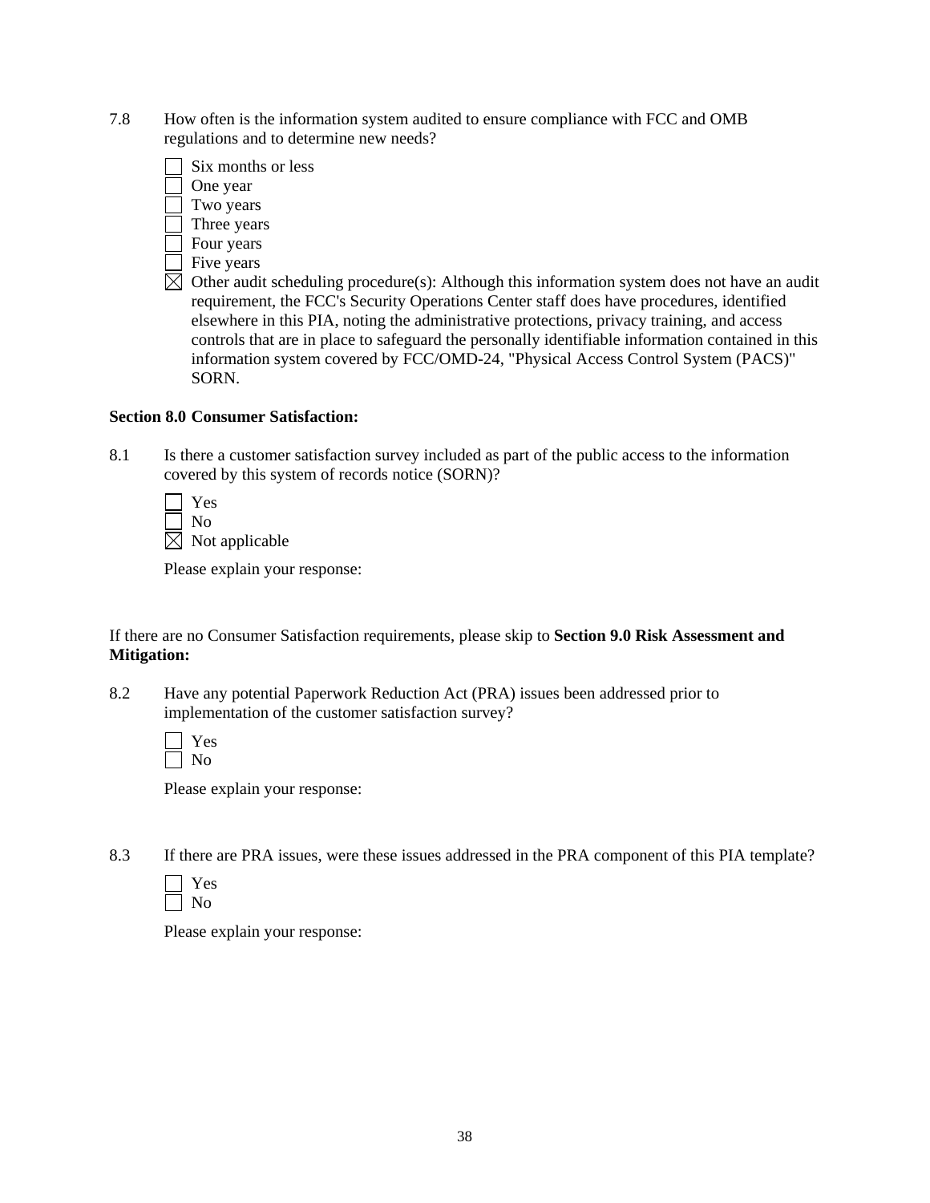7.8 How often is the information system audited to ensure compliance with FCC and OMB regulations and to determine new needs?

☐ Six months or less
☐ One year
☐ Two years
☐ Three years
☐ Four years
☐ Five years
☒ Other audit scheduling procedure(s): Although this information system does not have an audit requirement, the FCC's Security Operations Center staff does have procedures, identified elsewhere in this PIA, noting the administrative protections, privacy training, and access controls that are in place to safeguard the personally identifiable information contained in this information system covered by FCC/OMD-24, "Physical Access Control System (PACS)" SORN.

**Section 8.0 Consumer Satisfaction:**

8.1 Is there a customer satisfaction survey included as part of the public access to the information covered by this system of records notice (SORN)?

☐ Yes
☐ No
☒ Not applicable

Please explain your response:

If there are no Consumer Satisfaction requirements, please skip to **Section 9.0 Risk Assessment and Mitigation:**

8.2 Have any potential Paperwork Reduction Act (PRA) issues been addressed prior to implementation of the customer satisfaction survey?

☐ Yes
☐ No

Please explain your response:

8.3 If there are PRA issues, were these issues addressed in the PRA component of this PIA template?

☐ Yes
☐ No

Please explain your response: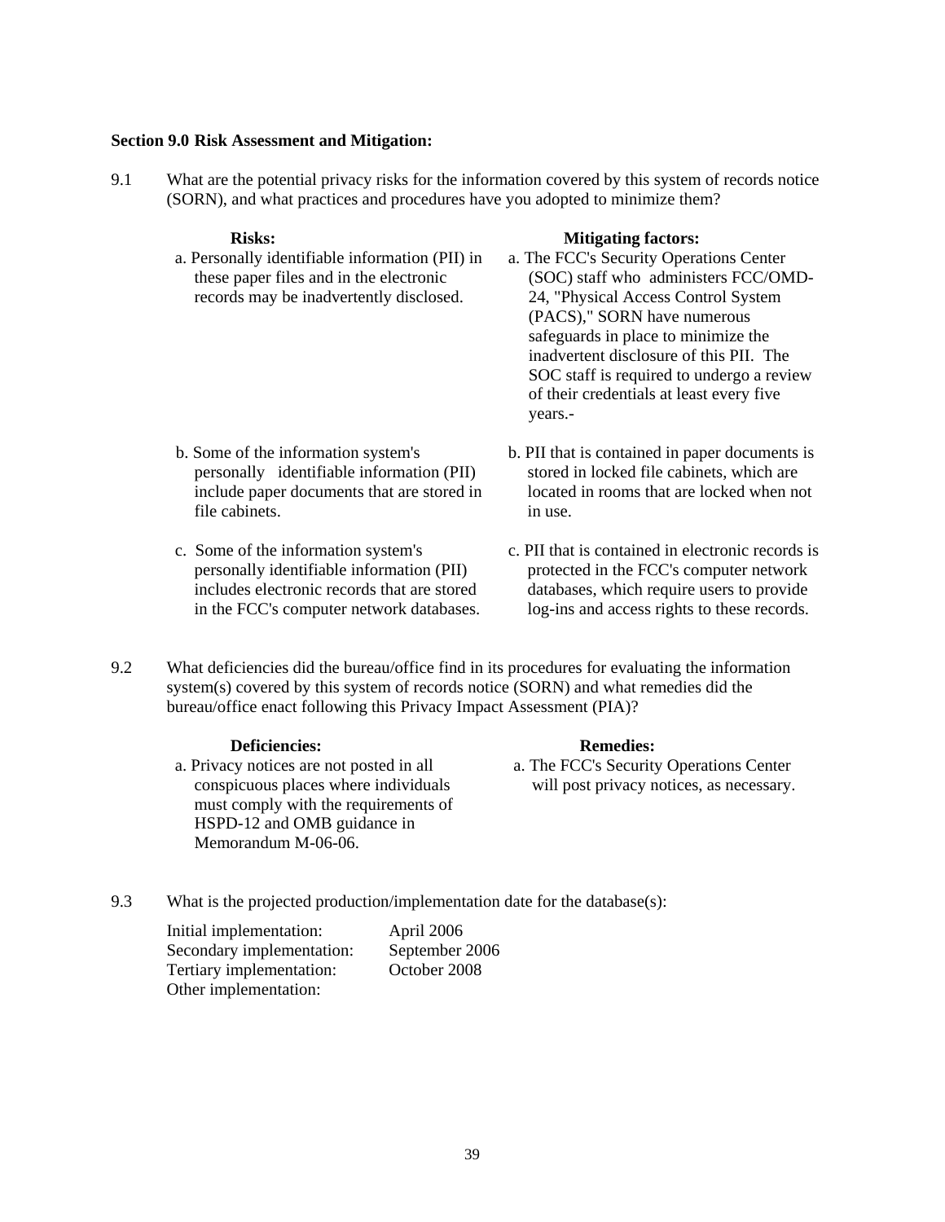**Section 9.0 Risk Assessment and Mitigation:**

9.1 What are the potential privacy risks for the information covered by this system of records notice (SORN), and what practices and procedures have you adopted to minimize them?

| **Risks:** | **Mitigating factors:** |
|---|---|
| a. Personally identifiable information (PII) in these paper files and in the electronic records may be inadvertently disclosed. | a. The FCC's Security Operations Center (SOC) staff who administers FCC/OMD-24, "Physical Access Control System (PACS)," SORN have numerous safeguards in place to minimize the inadvertent disclosure of this PII. The SOC staff is required to undergo a review of their credentials at least every five years.- |
| b. Some of the information system's personally identifiable information (PII) include paper documents that are stored in file cabinets. | b. PII that is contained in paper documents is stored in locked file cabinets, which are located in rooms that are locked when not in use. |
| c. Some of the information system's personally identifiable information (PII) includes electronic records that are stored in the FCC's computer network databases. | c. PII that is contained in electronic records is protected in the FCC's computer network databases, which require users to provide log-ins and access rights to these records. |

9.2 What deficiencies did the bureau/office find in its procedures for evaluating the information system(s) covered by this system of records notice (SORN) and what remedies did the bureau/office enact following this Privacy Impact Assessment (PIA)?

| **Deficiencies:** | **Remedies:** |
|---|---|
| a. Privacy notices are not posted in all conspicuous places where individuals must comply with the requirements of HSPD-12 and OMB guidance in Memorandum M-06-06. | a. The FCC's Security Operations Center will post privacy notices, as necessary. |

9.3 What is the projected production/implementation date for the database(s):

| | |
|---|---|
| Initial implementation: | April 2006 |
| Secondary implementation: | September 2006 |
| Tertiary implementation: | October 2008 |
| Other implementation: | |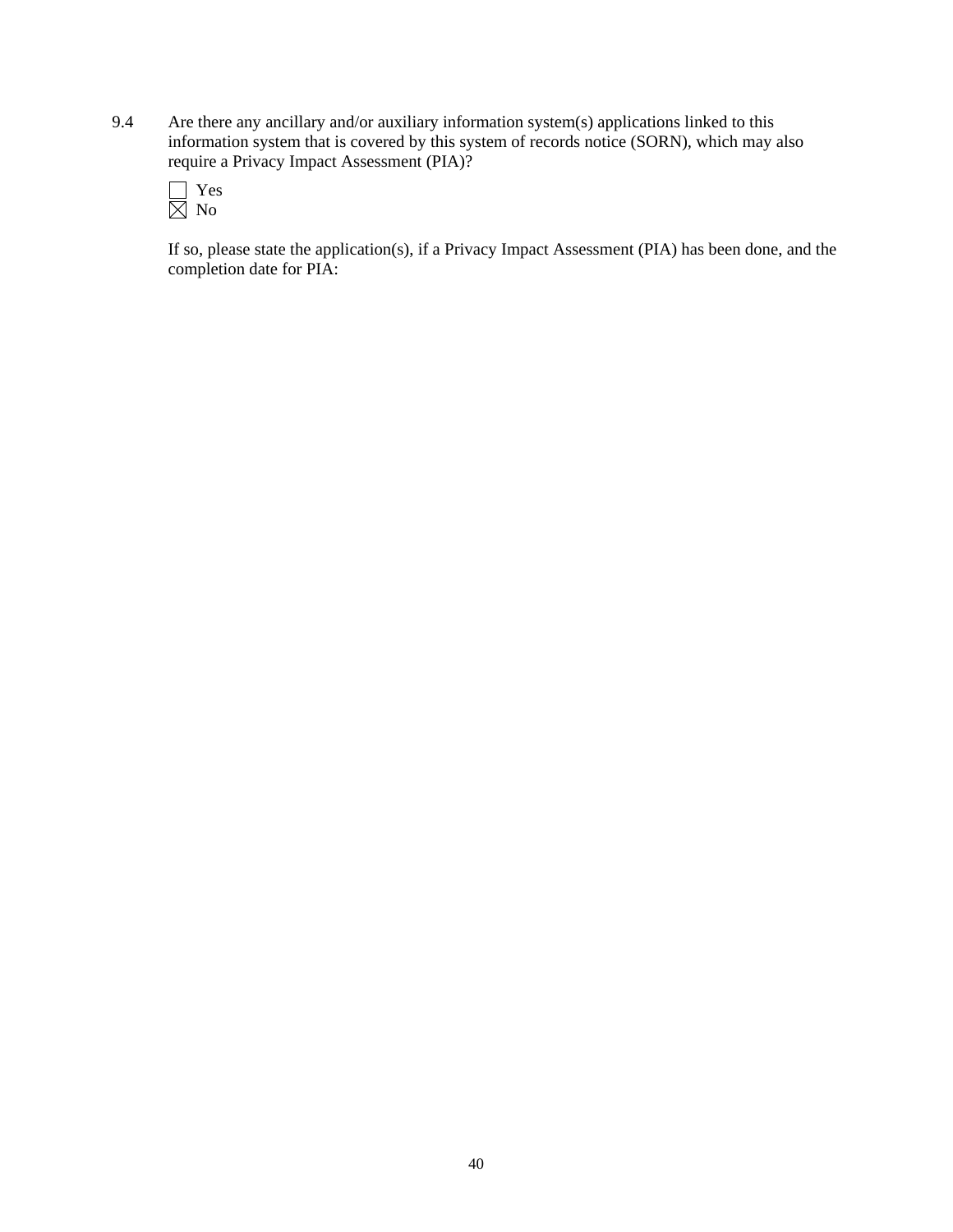9.4 Are there any ancillary and/or auxiliary information system(s) applications linked to this information system that is covered by this system of records notice (SORN), which may also require a Privacy Impact Assessment (PIA)?

☐ Yes
☒ No

If so, please state the application(s), if a Privacy Impact Assessment (PIA) has been done, and the completion date for PIA: